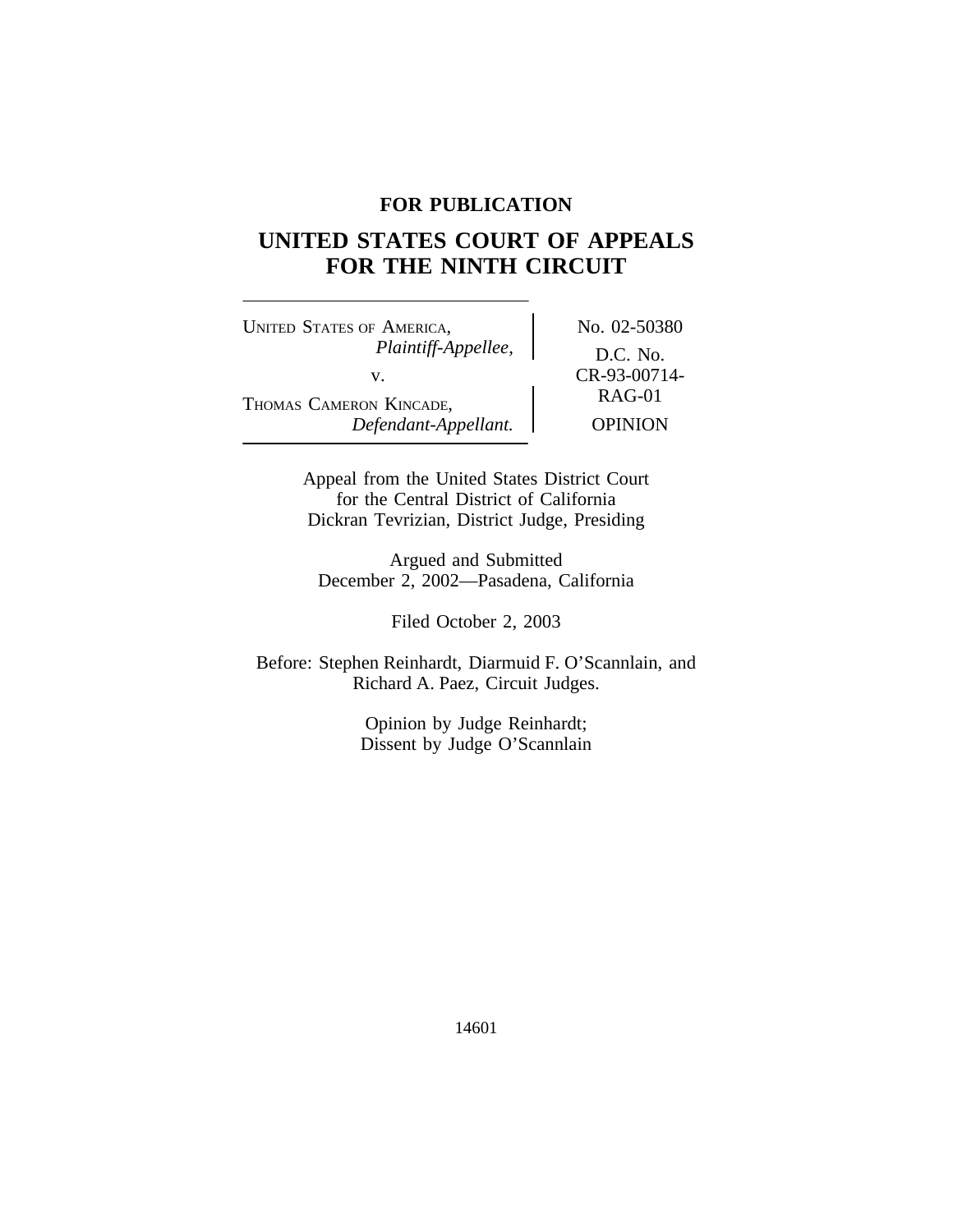**FOR PUBLICATION**

# UNITED STATES COURT OF APPEALS FOR THE NINTH CIRCUIT

UNITED STATES OF AMERICA,
*Plaintiff-Appellee,*

v.

THOMAS CAMERON KINCADE,
*Defendant-Appellant.*

No. 02-50380

D.C. No. CR-93-00714-RAG-01

OPINION

Appeal from the United States District Court for the Central District of California
Dickran Tevrizian, District Judge, Presiding

Argued and Submitted
December 2, 2002—Pasadena, California

Filed October 2, 2003

Before: Stephen Reinhardt, Diarmuid F. O'Scannlain, and Richard A. Paez, Circuit Judges.

Opinion by Judge Reinhardt;
Dissent by Judge O'Scannlain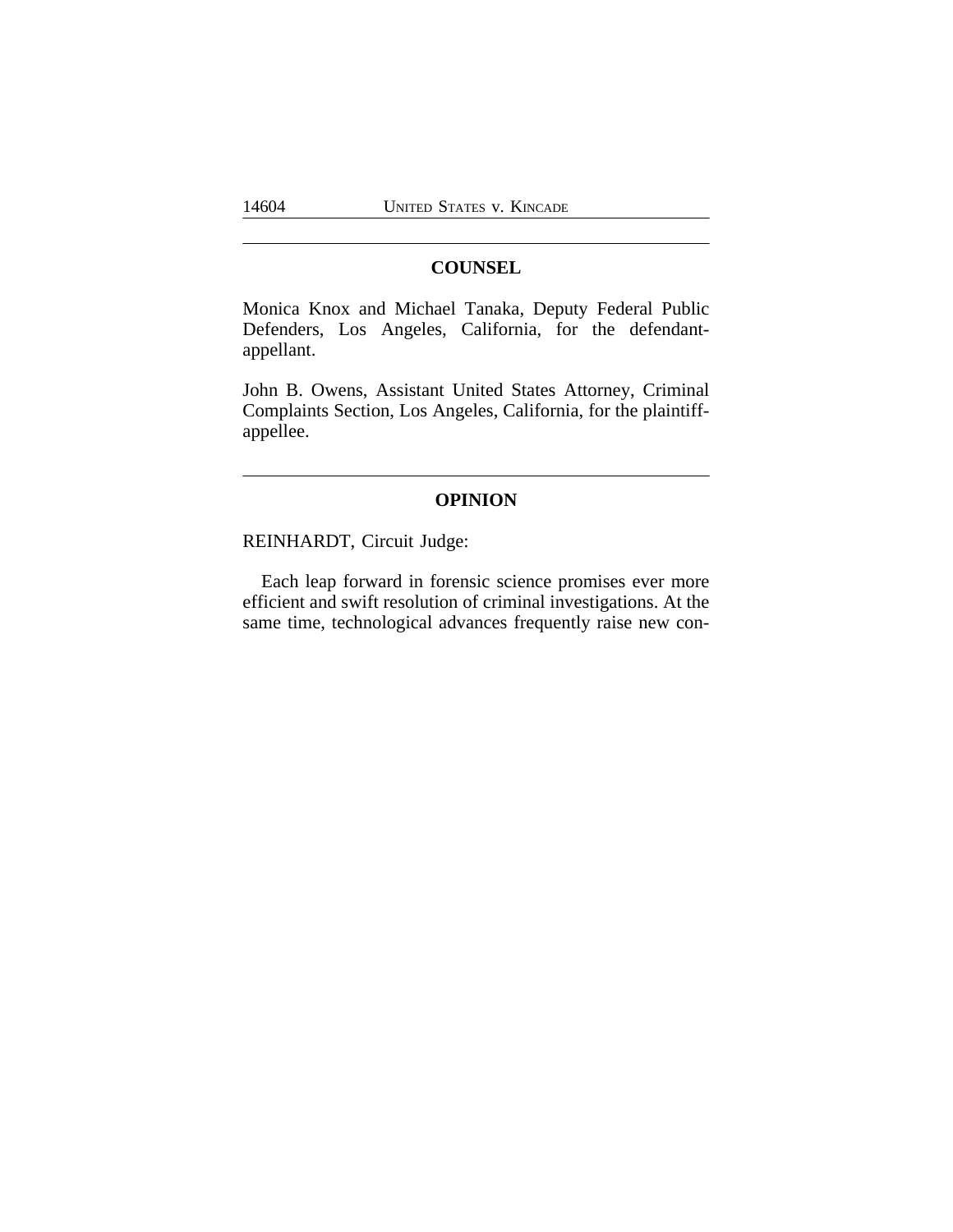## COUNSEL

Monica Knox and Michael Tanaka, Deputy Federal Public Defenders, Los Angeles, California, for the defendant-appellant.

John B. Owens, Assistant United States Attorney, Criminal Complaints Section, Los Angeles, California, for the plaintiff-appellee.

## OPINION

REINHARDT, Circuit Judge:

Each leap forward in forensic science promises ever more efficient and swift resolution of criminal investigations. At the same time, technological advances frequently raise new con-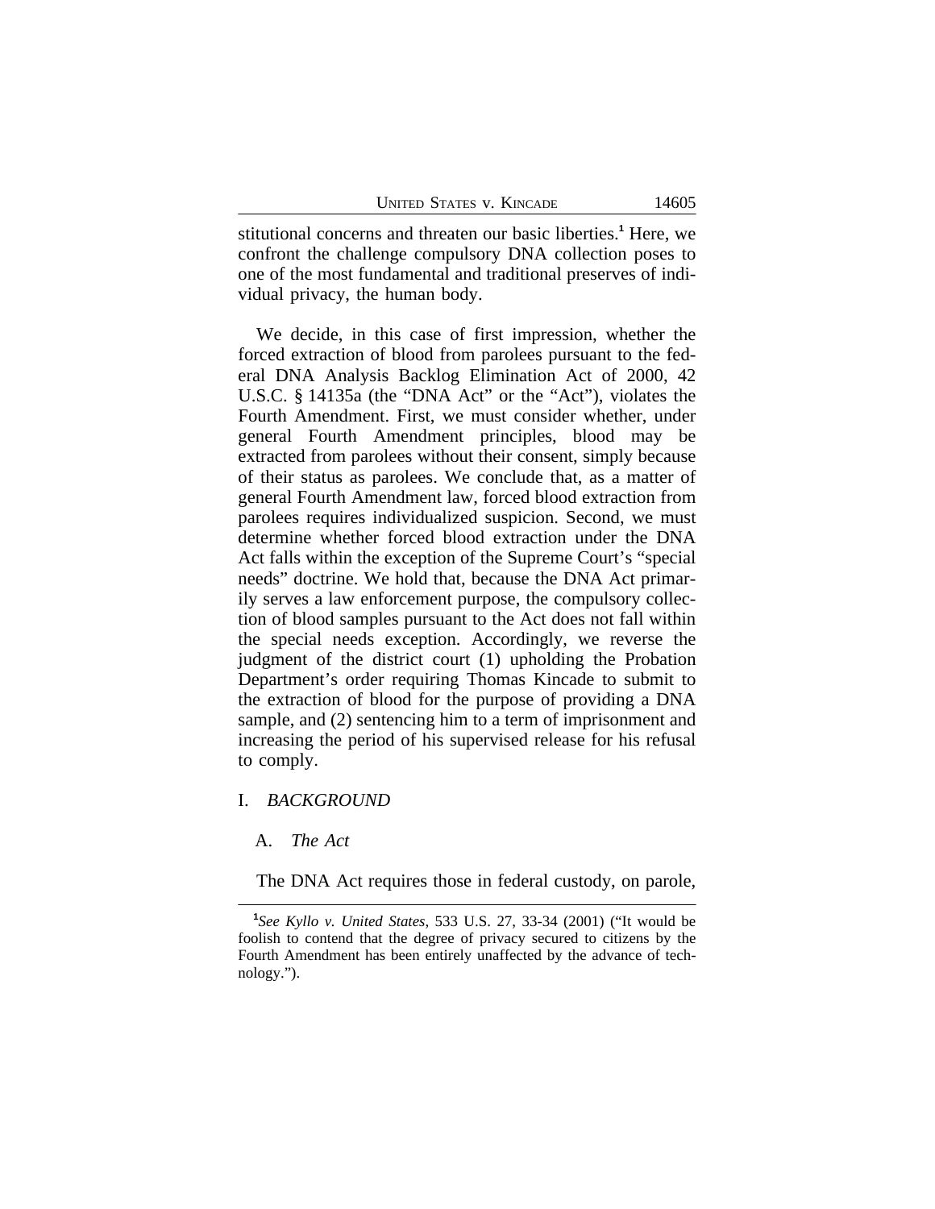stitutional concerns and threaten our basic liberties.[1] Here, we confront the challenge compulsory DNA collection poses to one of the most fundamental and traditional preserves of individual privacy, the human body.

We decide, in this case of first impression, whether the forced extraction of blood from parolees pursuant to the federal DNA Analysis Backlog Elimination Act of 2000, 42 U.S.C. § 14135a (the "DNA Act" or the "Act"), violates the Fourth Amendment. First, we must consider whether, under general Fourth Amendment principles, blood may be extracted from parolees without their consent, simply because of their status as parolees. We conclude that, as a matter of general Fourth Amendment law, forced blood extraction from parolees requires individualized suspicion. Second, we must determine whether forced blood extraction under the DNA Act falls within the exception of the Supreme Court's "special needs" doctrine. We hold that, because the DNA Act primarily serves a law enforcement purpose, the compulsory collection of blood samples pursuant to the Act does not fall within the special needs exception. Accordingly, we reverse the judgment of the district court (1) upholding the Probation Department's order requiring Thomas Kincade to submit to the extraction of blood for the purpose of providing a DNA sample, and (2) sentencing him to a term of imprisonment and increasing the period of his supervised release for his refusal to comply.

## I. *BACKGROUND*

### A. *The Act*

The DNA Act requires those in federal custody, on parole,

[1] *See Kyllo v. United States*, 533 U.S. 27, 33-34 (2001) ("It would be foolish to contend that the degree of privacy secured to citizens by the Fourth Amendment has been entirely unaffected by the advance of technology.").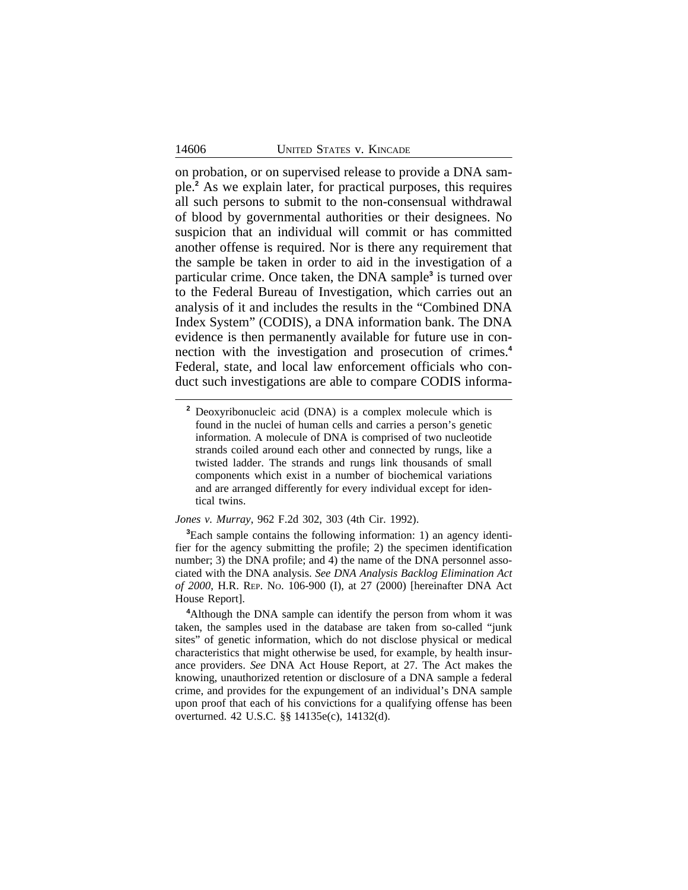on probation, or on supervised release to provide a DNA sample.[2] As we explain later, for practical purposes, this requires all such persons to submit to the non-consensual withdrawal of blood by governmental authorities or their designees. No suspicion that an individual will commit or has committed another offense is required. Nor is there any requirement that the sample be taken in order to aid in the investigation of a particular crime. Once taken, the DNA sample[3] is turned over to the Federal Bureau of Investigation, which carries out an analysis of it and includes the results in the "Combined DNA Index System" (CODIS), a DNA information bank. The DNA evidence is then permanently available for future use in connection with the investigation and prosecution of crimes.[4] Federal, state, and local law enforcement officials who conduct such investigations are able to compare CODIS informa-

---

[2]
> Deoxyribonucleic acid (DNA) is a complex molecule which is found in the nuclei of human cells and carries a person's genetic information. A molecule of DNA is comprised of two nucleotide strands coiled around each other and connected by rungs, like a twisted ladder. The strands and rungs link thousands of small components which exist in a number of biochemical variations and are arranged differently for every individual except for identical twins.

*Jones v. Murray*, 962 F.2d 302, 303 (4th Cir. 1992).

[3]Each sample contains the following information: 1) an agency identifier for the agency submitting the profile; 2) the specimen identification number; 3) the DNA profile; and 4) the name of the DNA personnel associated with the DNA analysis. *See DNA Analysis Backlog Elimination Act of 2000*, H.R. REP. NO. 106-900 (I), at 27 (2000) [hereinafter DNA Act House Report].

[4]Although the DNA sample can identify the person from whom it was taken, the samples used in the database are taken from so-called "junk sites" of genetic information, which do not disclose physical or medical characteristics that might otherwise be used, for example, by health insurance providers. *See* DNA Act House Report, at 27. The Act makes the knowing, unauthorized retention or disclosure of a DNA sample a federal crime, and provides for the expungement of an individual's DNA sample upon proof that each of his convictions for a qualifying offense has been overturned. 42 U.S.C. §§ 14135e(c), 14132(d).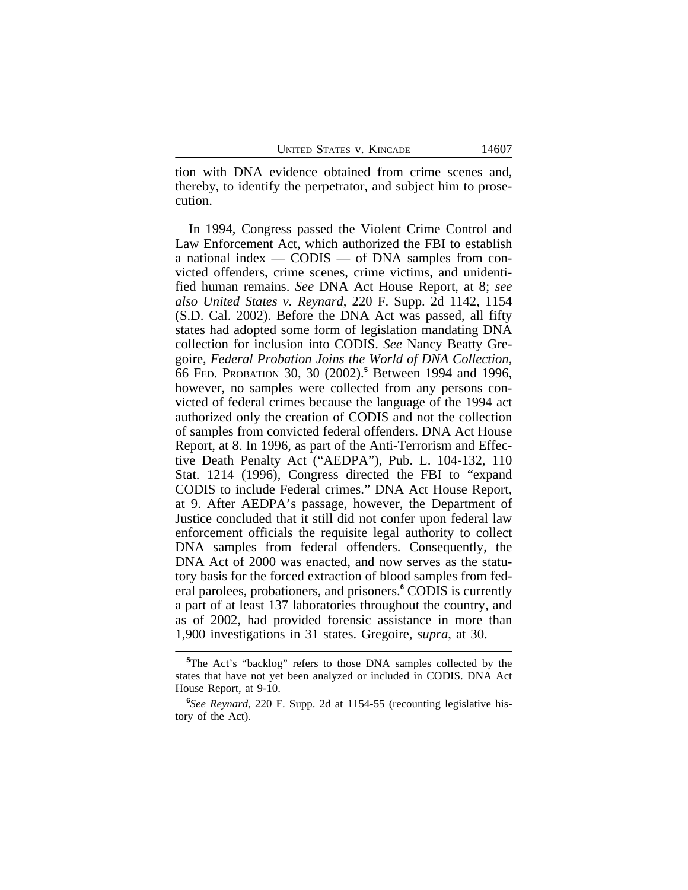tion with DNA evidence obtained from crime scenes and, thereby, to identify the perpetrator, and subject him to prosecution.

In 1994, Congress passed the Violent Crime Control and Law Enforcement Act, which authorized the FBI to establish a national index — CODIS — of DNA samples from convicted offenders, crime scenes, crime victims, and unidentified human remains. *See* DNA Act House Report, at 8; *see also United States v. Reynard*, 220 F. Supp. 2d 1142, 1154 (S.D. Cal. 2002). Before the DNA Act was passed, all fifty states had adopted some form of legislation mandating DNA collection for inclusion into CODIS. *See* Nancy Beatty Gregoire, *Federal Probation Joins the World of DNA Collection*, 66 FED. PROBATION 30, 30 (2002).[5] Between 1994 and 1996, however, no samples were collected from any persons convicted of federal crimes because the language of the 1994 act authorized only the creation of CODIS and not the collection of samples from convicted federal offenders. DNA Act House Report, at 8. In 1996, as part of the Anti-Terrorism and Effective Death Penalty Act ("AEDPA"), Pub. L. 104-132, 110 Stat. 1214 (1996), Congress directed the FBI to "expand CODIS to include Federal crimes." DNA Act House Report, at 9. After AEDPA's passage, however, the Department of Justice concluded that it still did not confer upon federal law enforcement officials the requisite legal authority to collect DNA samples from federal offenders. Consequently, the DNA Act of 2000 was enacted, and now serves as the statutory basis for the forced extraction of blood samples from federal parolees, probationers, and prisoners.[6] CODIS is currently a part of at least 137 laboratories throughout the country, and as of 2002, had provided forensic assistance in more than 1,900 investigations in 31 states. Gregoire, *supra*, at 30.

---

[5]The Act's "backlog" refers to those DNA samples collected by the states that have not yet been analyzed or included in CODIS. DNA Act House Report, at 9-10.

[6]*See Reynard*, 220 F. Supp. 2d at 1154-55 (recounting legislative history of the Act).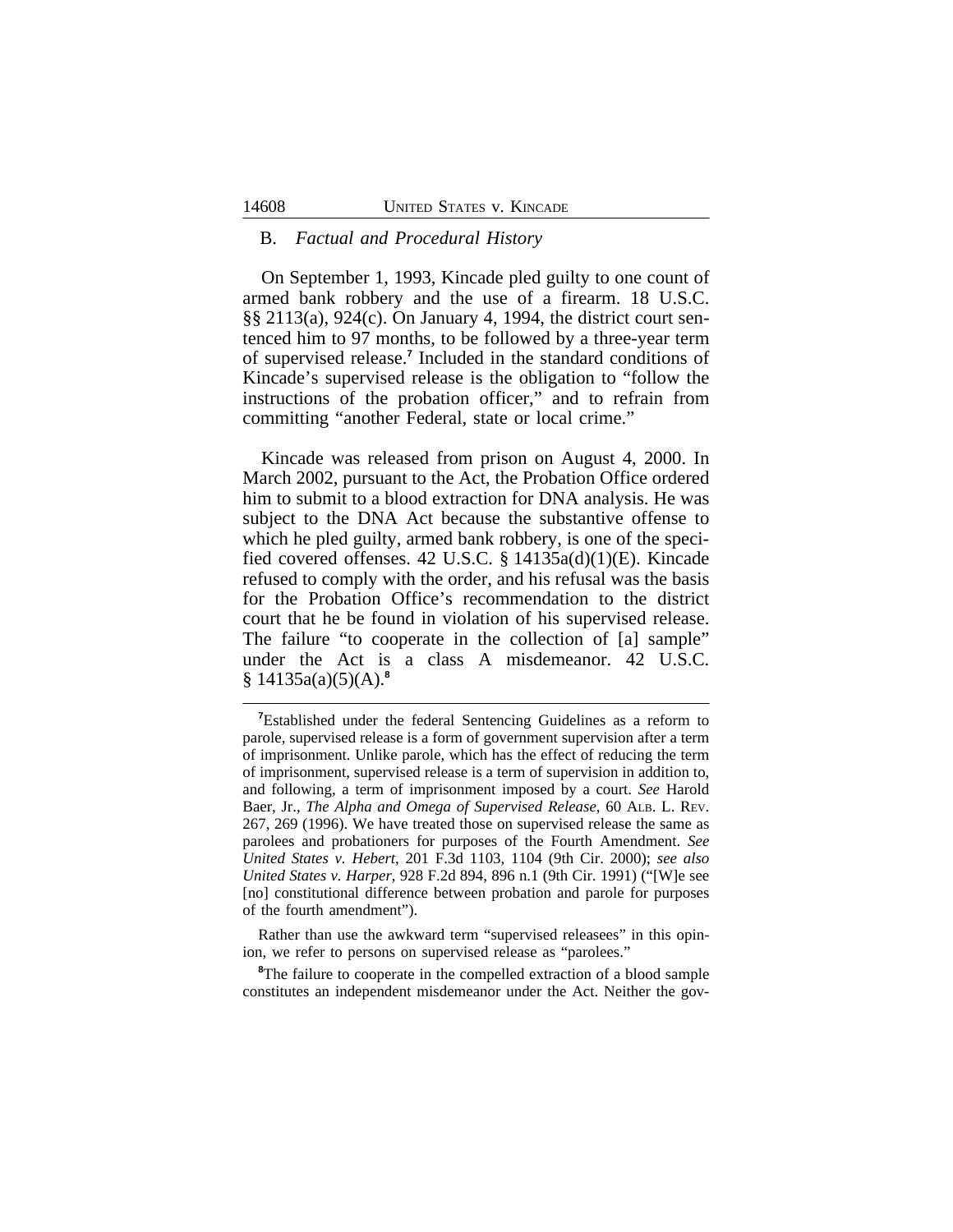## B. *Factual and Procedural History*

On September 1, 1993, Kincade pled guilty to one count of armed bank robbery and the use of a firearm. 18 U.S.C. §§ 2113(a), 924(c). On January 4, 1994, the district court sentenced him to 97 months, to be followed by a three-year term of supervised release.[7] Included in the standard conditions of Kincade's supervised release is the obligation to "follow the instructions of the probation officer," and to refrain from committing "another Federal, state or local crime."

Kincade was released from prison on August 4, 2000. In March 2002, pursuant to the Act, the Probation Office ordered him to submit to a blood extraction for DNA analysis. He was subject to the DNA Act because the substantive offense to which he pled guilty, armed bank robbery, is one of the specified covered offenses. 42 U.S.C. § 14135a(d)(1)(E). Kincade refused to comply with the order, and his refusal was the basis for the Probation Office's recommendation to the district court that he be found in violation of his supervised release. The failure "to cooperate in the collection of [a] sample" under the Act is a class A misdemeanor. 42 U.S.C. § 14135a(a)(5)(A).[8]

---

[7]Established under the federal Sentencing Guidelines as a reform to parole, supervised release is a form of government supervision after a term of imprisonment. Unlike parole, which has the effect of reducing the term of imprisonment, supervised release is a term of supervision in addition to, and following, a term of imprisonment imposed by a court. *See* Harold Baer, Jr., *The Alpha and Omega of Supervised Release*, 60 ALB. L. REV. 267, 269 (1996). We have treated those on supervised release the same as parolees and probationers for purposes of the Fourth Amendment. *See United States v. Hebert*, 201 F.3d 1103, 1104 (9th Cir. 2000); *see also United States v. Harper*, 928 F.2d 894, 896 n.1 (9th Cir. 1991) ("[W]e see [no] constitutional difference between probation and parole for purposes of the fourth amendment").

Rather than use the awkward term "supervised releasees" in this opinion, we refer to persons on supervised release as "parolees."

[8]The failure to cooperate in the compelled extraction of a blood sample constitutes an independent misdemeanor under the Act. Neither the gov-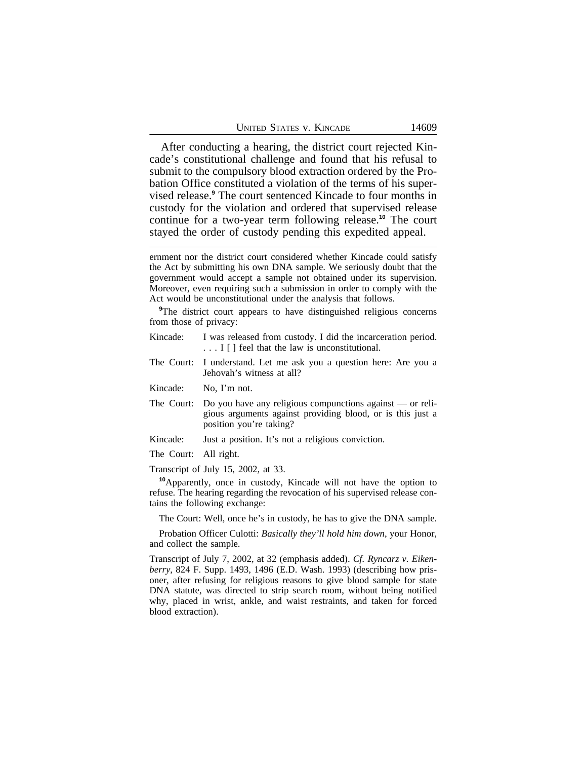After conducting a hearing, the district court rejected Kincade's constitutional challenge and found that his refusal to submit to the compulsory blood extraction ordered by the Probation Office constituted a violation of the terms of his supervised release.[9] The court sentenced Kincade to four months in custody for the violation and ordered that supervised release continue for a two-year term following release.[10] The court stayed the order of custody pending this expedited appeal.

---

ernment nor the district court considered whether Kincade could satisfy the Act by submitting his own DNA sample. We seriously doubt that the government would accept a sample not obtained under its supervision. Moreover, even requiring such a submission in order to comply with the Act would be unconstitutional under the analysis that follows.

[9]The district court appears to have distinguished religious concerns from those of privacy:

Kincade: I was released from custody. I did the incarceration period. . . . I [ ] feel that the law is unconstitutional.

The Court: I understand. Let me ask you a question here: Are you a Jehovah's witness at all?

Kincade: No, I'm not.

The Court: Do you have any religious compunctions against — or religious arguments against providing blood, or is this just a position you're taking?

Kincade: Just a position. It's not a religious conviction.

The Court: All right.

Transcript of July 15, 2002, at 33.

[10]Apparently, once in custody, Kincade will not have the option to refuse. The hearing regarding the revocation of his supervised release contains the following exchange:

The Court: Well, once he's in custody, he has to give the DNA sample.

Probation Officer Culotti: *Basically they'll hold him down*, your Honor, and collect the sample.

Transcript of July 7, 2002, at 32 (emphasis added). *Cf. Ryncarz v. Eikenberry*, 824 F. Supp. 1493, 1496 (E.D. Wash. 1993) (describing how prisoner, after refusing for religious reasons to give blood sample for state DNA statute, was directed to strip search room, without being notified why, placed in wrist, ankle, and waist restraints, and taken for forced blood extraction).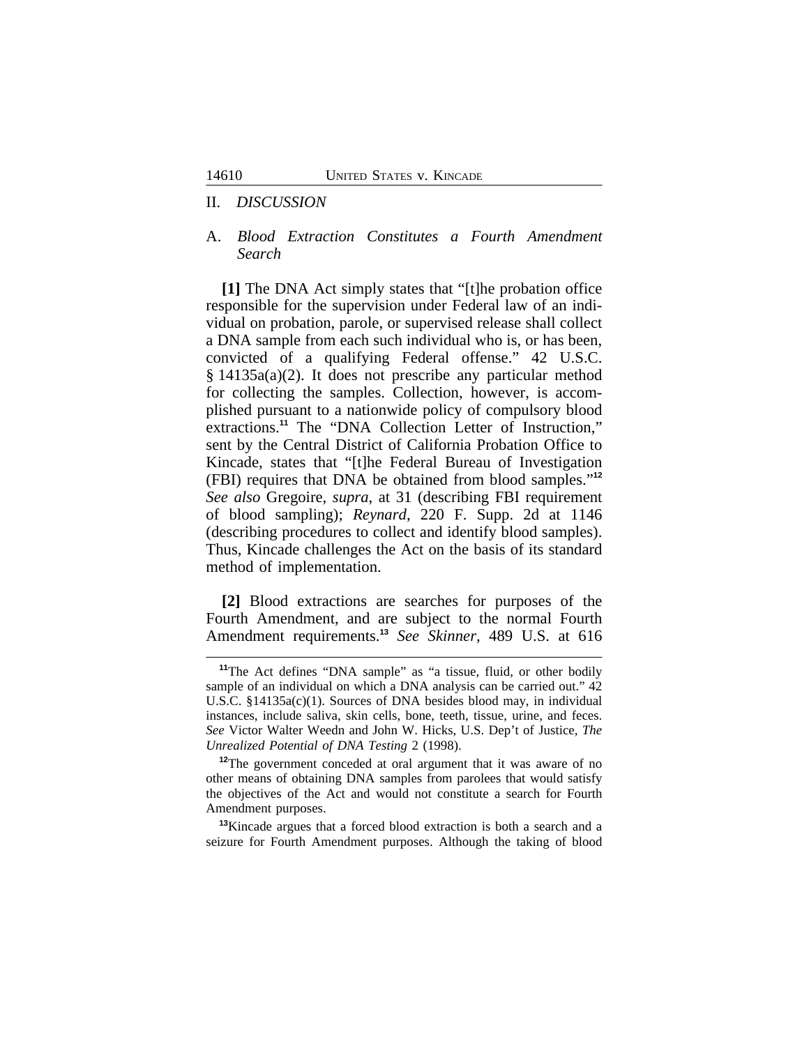## II. *DISCUSSION*

### A. *Blood Extraction Constitutes a Fourth Amendment Search*

**[1]** The DNA Act simply states that "[t]he probation office responsible for the supervision under Federal law of an individual on probation, parole, or supervised release shall collect a DNA sample from each such individual who is, or has been, convicted of a qualifying Federal offense." 42 U.S.C. § 14135a(a)(2). It does not prescribe any particular method for collecting the samples. Collection, however, is accomplished pursuant to a nationwide policy of compulsory blood extractions.[11] The "DNA Collection Letter of Instruction," sent by the Central District of California Probation Office to Kincade, states that "[t]he Federal Bureau of Investigation (FBI) requires that DNA be obtained from blood samples."[12] *See also* Gregoire, *supra*, at 31 (describing FBI requirement of blood sampling); *Reynard*, 220 F. Supp. 2d at 1146 (describing procedures to collect and identify blood samples). Thus, Kincade challenges the Act on the basis of its standard method of implementation.

**[2]** Blood extractions are searches for purposes of the Fourth Amendment, and are subject to the normal Fourth Amendment requirements.[13] *See Skinner*, 489 U.S. at 616

---

[11]The Act defines "DNA sample" as "a tissue, fluid, or other bodily sample of an individual on which a DNA analysis can be carried out." 42 U.S.C. §14135a(c)(1). Sources of DNA besides blood may, in individual instances, include saliva, skin cells, bone, teeth, tissue, urine, and feces. *See* Victor Walter Weedn and John W. Hicks, U.S. Dep't of Justice, *The Unrealized Potential of DNA Testing* 2 (1998).

[12]The government conceded at oral argument that it was aware of no other means of obtaining DNA samples from parolees that would satisfy the objectives of the Act and would not constitute a search for Fourth Amendment purposes.

[13]Kincade argues that a forced blood extraction is both a search and a seizure for Fourth Amendment purposes. Although the taking of blood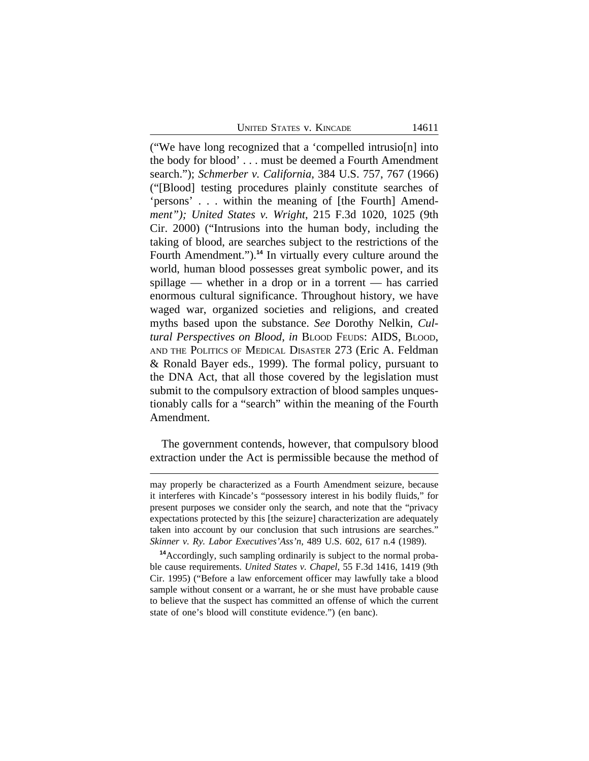("We have long recognized that a 'compelled intrusio[n] into the body for blood' . . . must be deemed a Fourth Amendment search."); *Schmerber v. California*, 384 U.S. 757, 767 (1966) ("[Blood] testing procedures plainly constitute searches of 'persons' . . . within the meaning of [the Fourth] Amendment"); *United States v. Wright*, 215 F.3d 1020, 1025 (9th Cir. 2000) ("Intrusions into the human body, including the taking of blood, are searches subject to the restrictions of the Fourth Amendment.").[14] In virtually every culture around the world, human blood possesses great symbolic power, and its spillage — whether in a drop or in a torrent — has carried enormous cultural significance. Throughout history, we have waged war, organized societies and religions, and created myths based upon the substance. *See* Dorothy Nelkin, *Cultural Perspectives on Blood*, *in* BLOOD FEUDS: AIDS, BLOOD, AND THE POLITICS OF MEDICAL DISASTER 273 (Eric A. Feldman & Ronald Bayer eds., 1999). The formal policy, pursuant to the DNA Act, that all those covered by the legislation must submit to the compulsory extraction of blood samples unquestionably calls for a "search" within the meaning of the Fourth Amendment.

The government contends, however, that compulsory blood extraction under the Act is permissible because the method of

---

may properly be characterized as a Fourth Amendment seizure, because it interferes with Kincade's "possessory interest in his bodily fluids," for present purposes we consider only the search, and note that the "privacy expectations protected by this [the seizure] characterization are adequately taken into account by our conclusion that such intrusions are searches." *Skinner v. Ry. Labor Executives'Ass'n*, 489 U.S. 602, 617 n.4 (1989).

[14] Accordingly, such sampling ordinarily is subject to the normal probable cause requirements. *United States v. Chapel*, 55 F.3d 1416, 1419 (9th Cir. 1995) ("Before a law enforcement officer may lawfully take a blood sample without consent or a warrant, he or she must have probable cause to believe that the suspect has committed an offense of which the current state of one's blood will constitute evidence.") (en banc).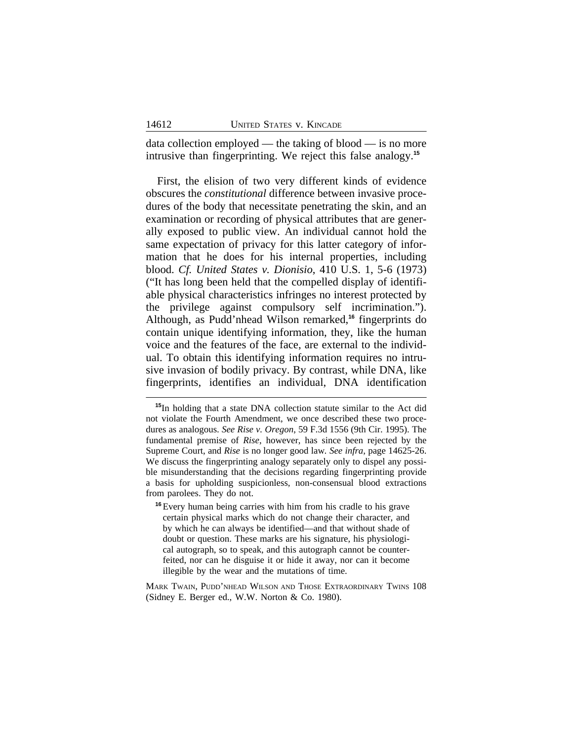data collection employed — the taking of blood — is no more intrusive than fingerprinting. We reject this false analogy.[15]

First, the elision of two very different kinds of evidence obscures the *constitutional* difference between invasive procedures of the body that necessitate penetrating the skin, and an examination or recording of physical attributes that are generally exposed to public view. An individual cannot hold the same expectation of privacy for this latter category of information that he does for his internal properties, including blood. *Cf. United States v. Dionisio*, 410 U.S. 1, 5-6 (1973) ("It has long been held that the compelled display of identifiable physical characteristics infringes no interest protected by the privilege against compulsory self incrimination."). Although, as Pudd'nhead Wilson remarked,[16] fingerprints do contain unique identifying information, they, like the human voice and the features of the face, are external to the individual. To obtain this identifying information requires no intrusive invasion of bodily privacy. By contrast, while DNA, like fingerprints, identifies an individual, DNA identification

---

[15]In holding that a state DNA collection statute similar to the Act did not violate the Fourth Amendment, we once described these two procedures as analogous. *See Rise v. Oregon*, 59 F.3d 1556 (9th Cir. 1995). The fundamental premise of *Rise*, however, has since been rejected by the Supreme Court, and *Rise* is no longer good law. *See infra*, page 14625-26. We discuss the fingerprinting analogy separately only to dispel any possible misunderstanding that the decisions regarding fingerprinting provide a basis for upholding suspicionless, non-consensual blood extractions from parolees. They do not.

[16] Every human being carries with him from his cradle to his grave certain physical marks which do not change their character, and by which he can always be identified—and that without shade of doubt or question. These marks are his signature, his physiological autograph, so to speak, and this autograph cannot be counterfeited, nor can he disguise it or hide it away, nor can it become illegible by the wear and the mutations of time.

MARK TWAIN, PUDD'NHEAD WILSON AND THOSE EXTRAORDINARY TWINS 108 (Sidney E. Berger ed., W.W. Norton & Co. 1980).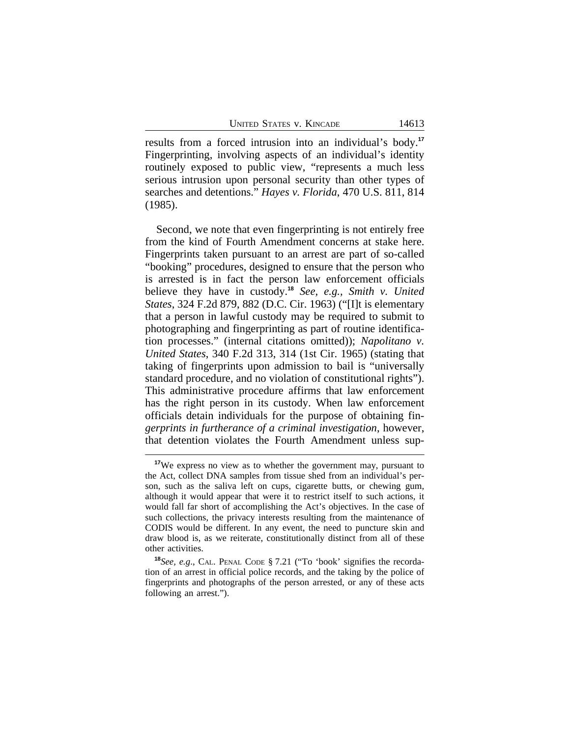results from a forced intrusion into an individual's body.[17] Fingerprinting, involving aspects of an individual's identity routinely exposed to public view, "represents a much less serious intrusion upon personal security than other types of searches and detentions." *Hayes v. Florida*, 470 U.S. 811, 814 (1985).

Second, we note that even fingerprinting is not entirely free from the kind of Fourth Amendment concerns at stake here. Fingerprints taken pursuant to an arrest are part of so-called "booking" procedures, designed to ensure that the person who is arrested is in fact the person law enforcement officials believe they have in custody.[18] *See, e.g., Smith v. United States*, 324 F.2d 879, 882 (D.C. Cir. 1963) ("[I]t is elementary that a person in lawful custody may be required to submit to photographing and fingerprinting as part of routine identification processes." (internal citations omitted)); *Napolitano v. United States*, 340 F.2d 313, 314 (1st Cir. 1965) (stating that taking of fingerprints upon admission to bail is "universally standard procedure, and no violation of constitutional rights"). This administrative procedure affirms that law enforcement has the right person in its custody. When law enforcement officials detain individuals for the purpose of obtaining fin*gerprints in furtherance of a criminal investigation*, however, that detention violates the Fourth Amendment unless sup-

---

[17]We express no view as to whether the government may, pursuant to the Act, collect DNA samples from tissue shed from an individual's person, such as the saliva left on cups, cigarette butts, or chewing gum, although it would appear that were it to restrict itself to such actions, it would fall far short of accomplishing the Act's objectives. In the case of such collections, the privacy interests resulting from the maintenance of CODIS would be different. In any event, the need to puncture skin and draw blood is, as we reiterate, constitutionally distinct from all of these other activities.

[18]*See, e.g.*, CAL. PENAL CODE § 7.21 ("To 'book' signifies the recordation of an arrest in official police records, and the taking by the police of fingerprints and photographs of the person arrested, or any of these acts following an arrest.").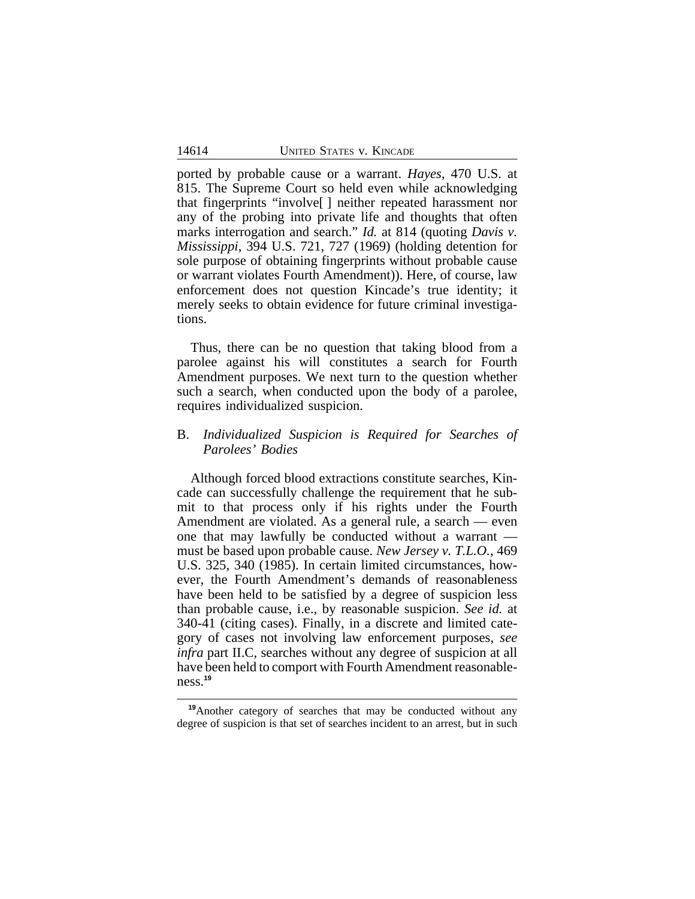ported by probable cause or a warrant. *Hayes*, 470 U.S. at 815. The Supreme Court so held even while acknowledging that fingerprints "involve[ ] neither repeated harassment nor any of the probing into private life and thoughts that often marks interrogation and search." *Id.* at 814 (quoting *Davis v. Mississippi*, 394 U.S. 721, 727 (1969) (holding detention for sole purpose of obtaining fingerprints without probable cause or warrant violates Fourth Amendment)). Here, of course, law enforcement does not question Kincade's true identity; it merely seeks to obtain evidence for future criminal investigations.

Thus, there can be no question that taking blood from a parolee against his will constitutes a search for Fourth Amendment purposes. We next turn to the question whether such a search, when conducted upon the body of a parolee, requires individualized suspicion.

### B. *Individualized Suspicion is Required for Searches of Parolees' Bodies*

Although forced blood extractions constitute searches, Kincade can successfully challenge the requirement that he submit to that process only if his rights under the Fourth Amendment are violated. As a general rule, a search — even one that may lawfully be conducted without a warrant — must be based upon probable cause. *New Jersey v. T.L.O.*, 469 U.S. 325, 340 (1985). In certain limited circumstances, however, the Fourth Amendment's demands of reasonableness have been held to be satisfied by a degree of suspicion less than probable cause, i.e., by reasonable suspicion. *See id.* at 340-41 (citing cases). Finally, in a discrete and limited category of cases not involving law enforcement purposes, *see infra* part II.C, searches without any degree of suspicion at all have been held to comport with Fourth Amendment reasonableness.[19]

[19]Another category of searches that may be conducted without any degree of suspicion is that set of searches incident to an arrest, but in such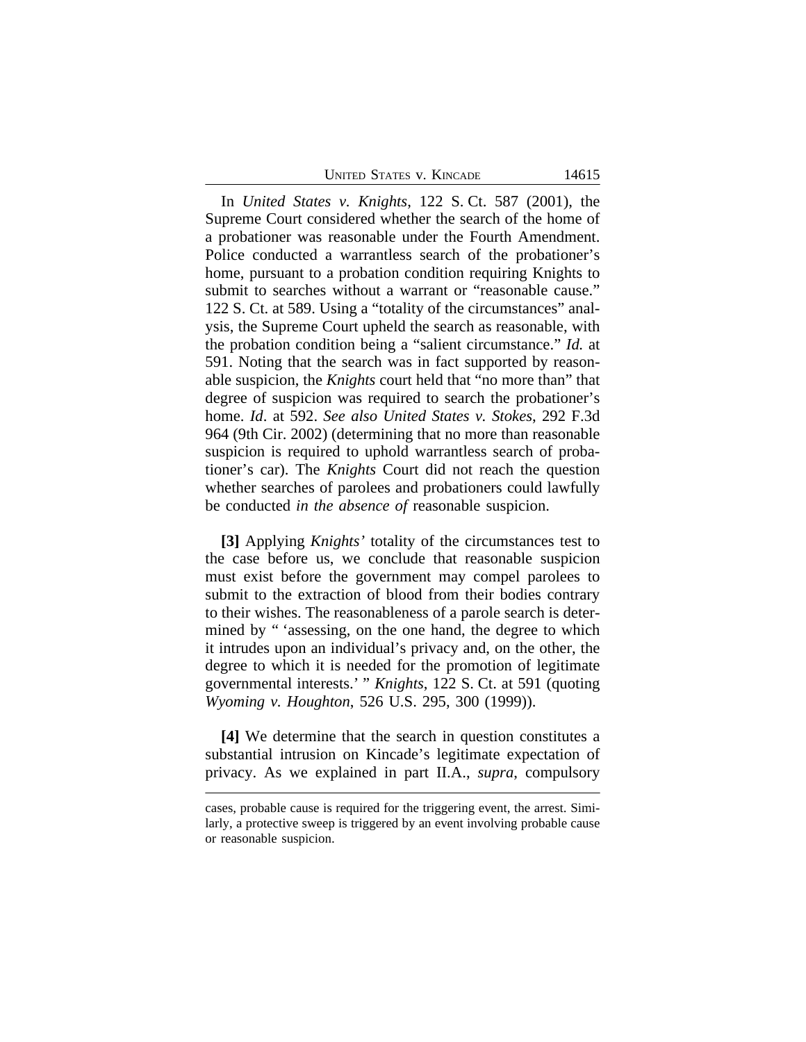In *United States v. Knights*, 122 S. Ct. 587 (2001), the Supreme Court considered whether the search of the home of a probationer was reasonable under the Fourth Amendment. Police conducted a warrantless search of the probationer's home, pursuant to a probation condition requiring Knights to submit to searches without a warrant or "reasonable cause." 122 S. Ct. at 589. Using a "totality of the circumstances" analysis, the Supreme Court upheld the search as reasonable, with the probation condition being a "salient circumstance." *Id.* at 591. Noting that the search was in fact supported by reasonable suspicion, the *Knights* court held that "no more than" that degree of suspicion was required to search the probationer's home. *Id*. at 592. *See also United States v. Stokes*, 292 F.3d 964 (9th Cir. 2002) (determining that no more than reasonable suspicion is required to uphold warrantless search of probationer's car). The *Knights* Court did not reach the question whether searches of parolees and probationers could lawfully be conducted *in the absence of* reasonable suspicion.

**[3]** Applying *Knights'* totality of the circumstances test to the case before us, we conclude that reasonable suspicion must exist before the government may compel parolees to submit to the extraction of blood from their bodies contrary to their wishes. The reasonableness of a parole search is determined by " 'assessing, on the one hand, the degree to which it intrudes upon an individual's privacy and, on the other, the degree to which it is needed for the promotion of legitimate governmental interests.' " *Knights*, 122 S. Ct. at 591 (quoting *Wyoming v. Houghton*, 526 U.S. 295, 300 (1999)).

**[4]** We determine that the search in question constitutes a substantial intrusion on Kincade's legitimate expectation of privacy. As we explained in part II.A., *supra*, compulsory

cases, probable cause is required for the triggering event, the arrest. Similarly, a protective sweep is triggered by an event involving probable cause or reasonable suspicion.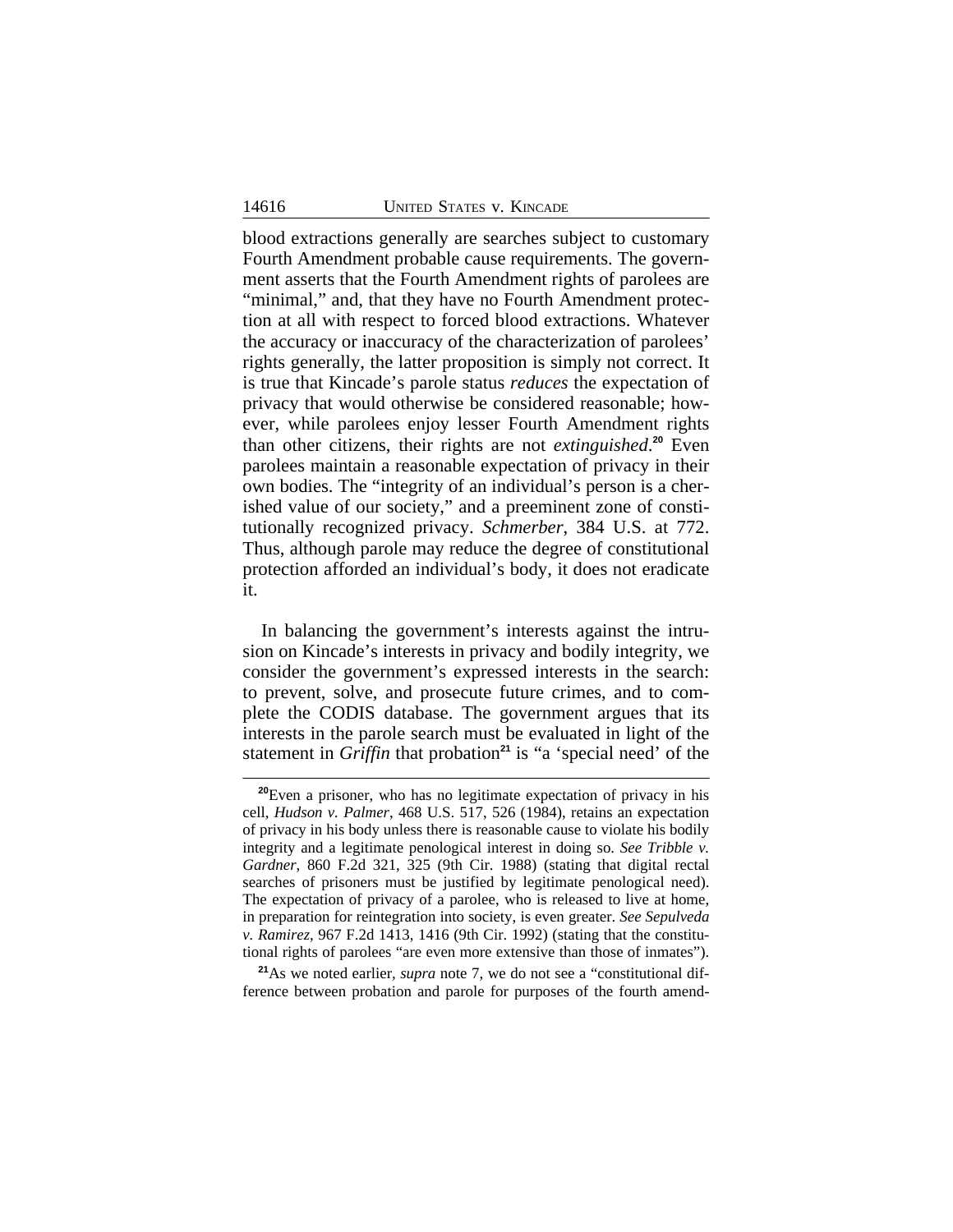blood extractions generally are searches subject to customary Fourth Amendment probable cause requirements. The government asserts that the Fourth Amendment rights of parolees are "minimal," and, that they have no Fourth Amendment protection at all with respect to forced blood extractions. Whatever the accuracy or inaccuracy of the characterization of parolees' rights generally, the latter proposition is simply not correct. It is true that Kincade's parole status *reduces* the expectation of privacy that would otherwise be considered reasonable; however, while parolees enjoy lesser Fourth Amendment rights than other citizens, their rights are not *extinguished*.[20] Even parolees maintain a reasonable expectation of privacy in their own bodies. The "integrity of an individual's person is a cherished value of our society," and a preeminent zone of constitutionally recognized privacy. *Schmerber*, 384 U.S. at 772. Thus, although parole may reduce the degree of constitutional protection afforded an individual's body, it does not eradicate it.

In balancing the government's interests against the intrusion on Kincade's interests in privacy and bodily integrity, we consider the government's expressed interests in the search: to prevent, solve, and prosecute future crimes, and to complete the CODIS database. The government argues that its interests in the parole search must be evaluated in light of the statement in *Griffin* that probation[21] is "a 'special need' of the

---

[20]Even a prisoner, who has no legitimate expectation of privacy in his cell, *Hudson v. Palmer*, 468 U.S. 517, 526 (1984), retains an expectation of privacy in his body unless there is reasonable cause to violate his bodily integrity and a legitimate penological interest in doing so. *See Tribble v. Gardner*, 860 F.2d 321, 325 (9th Cir. 1988) (stating that digital rectal searches of prisoners must be justified by legitimate penological need). The expectation of privacy of a parolee, who is released to live at home, in preparation for reintegration into society, is even greater. *See Sepulveda v. Ramirez*, 967 F.2d 1413, 1416 (9th Cir. 1992) (stating that the constitutional rights of parolees "are even more extensive than those of inmates").

[21]As we noted earlier, *supra* note 7, we do not see a "constitutional difference between probation and parole for purposes of the fourth amend-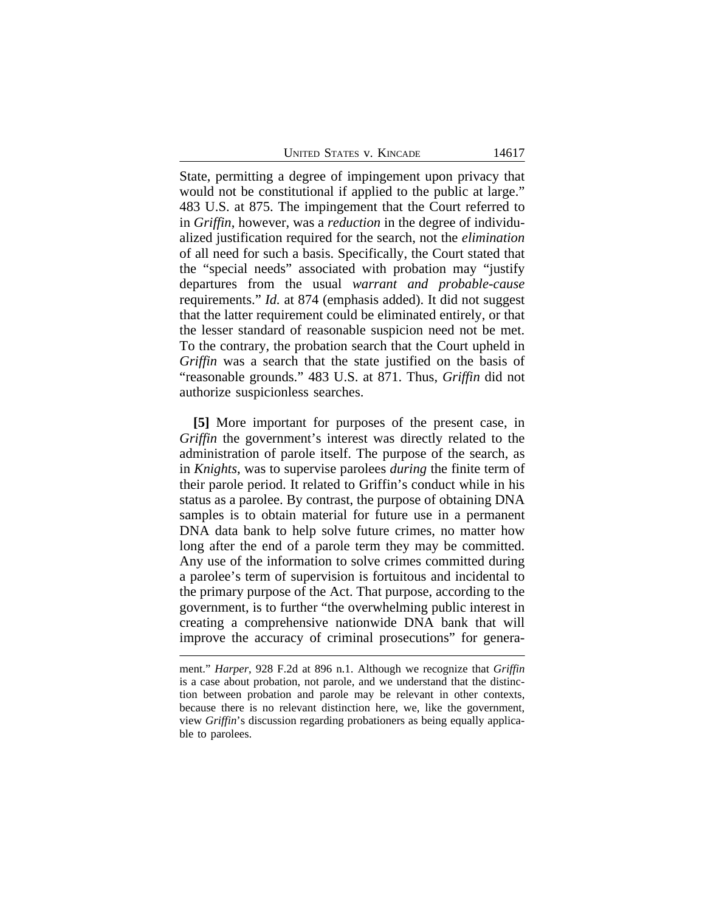State, permitting a degree of impingement upon privacy that would not be constitutional if applied to the public at large." 483 U.S. at 875. The impingement that the Court referred to in *Griffin*, however, was a *reduction* in the degree of individualized justification required for the search, not the *elimination* of all need for such a basis. Specifically, the Court stated that the "special needs" associated with probation may "justify departures from the usual *warrant and probable-cause* requirements." *Id.* at 874 (emphasis added). It did not suggest that the latter requirement could be eliminated entirely, or that the lesser standard of reasonable suspicion need not be met. To the contrary, the probation search that the Court upheld in *Griffin* was a search that the state justified on the basis of "reasonable grounds." 483 U.S. at 871. Thus, *Griffin* did not authorize suspicionless searches.

**[5]** More important for purposes of the present case, in *Griffin* the government's interest was directly related to the administration of parole itself. The purpose of the search, as in *Knights*, was to supervise parolees *during* the finite term of their parole period. It related to Griffin's conduct while in his status as a parolee. By contrast, the purpose of obtaining DNA samples is to obtain material for future use in a permanent DNA data bank to help solve future crimes, no matter how long after the end of a parole term they may be committed. Any use of the information to solve crimes committed during a parolee's term of supervision is fortuitous and incidental to the primary purpose of the Act. That purpose, according to the government, is to further "the overwhelming public interest in creating a comprehensive nationwide DNA bank that will improve the accuracy of criminal prosecutions" for genera-

---

ment." *Harper*, 928 F.2d at 896 n.1. Although we recognize that *Griffin* is a case about probation, not parole, and we understand that the distinction between probation and parole may be relevant in other contexts, because there is no relevant distinction here, we, like the government, view *Griffin*'s discussion regarding probationers as being equally applicable to parolees.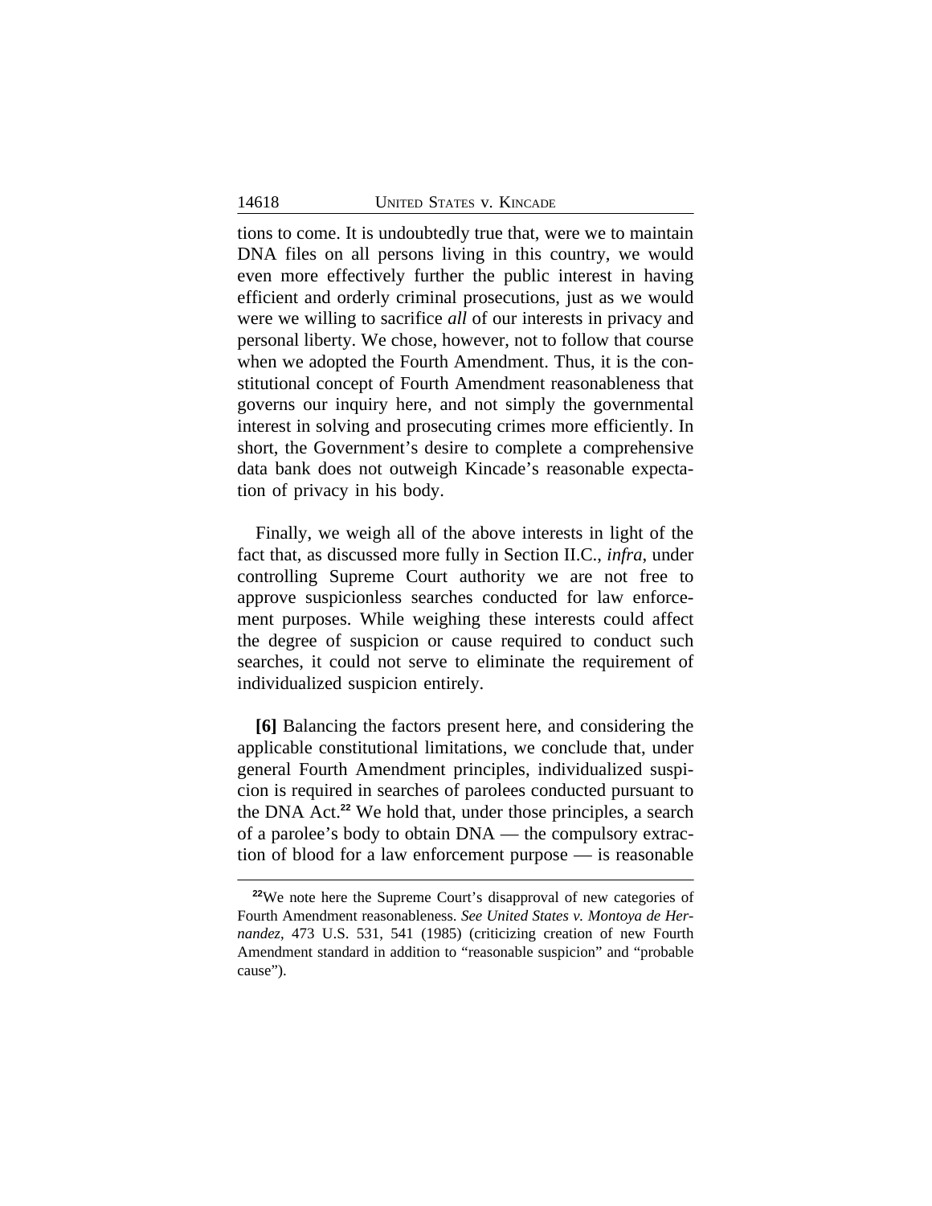tions to come. It is undoubtedly true that, were we to maintain DNA files on all persons living in this country, we would even more effectively further the public interest in having efficient and orderly criminal prosecutions, just as we would were we willing to sacrifice *all* of our interests in privacy and personal liberty. We chose, however, not to follow that course when we adopted the Fourth Amendment. Thus, it is the constitutional concept of Fourth Amendment reasonableness that governs our inquiry here, and not simply the governmental interest in solving and prosecuting crimes more efficiently. In short, the Government's desire to complete a comprehensive data bank does not outweigh Kincade's reasonable expectation of privacy in his body.

Finally, we weigh all of the above interests in light of the fact that, as discussed more fully in Section II.C., *infra*, under controlling Supreme Court authority we are not free to approve suspicionless searches conducted for law enforcement purposes. While weighing these interests could affect the degree of suspicion or cause required to conduct such searches, it could not serve to eliminate the requirement of individualized suspicion entirely.

**[6]** Balancing the factors present here, and considering the applicable constitutional limitations, we conclude that, under general Fourth Amendment principles, individualized suspicion is required in searches of parolees conducted pursuant to the DNA Act.[22] We hold that, under those principles, a search of a parolee's body to obtain DNA — the compulsory extraction of blood for a law enforcement purpose — is reasonable

---

[22]We note here the Supreme Court's disapproval of new categories of Fourth Amendment reasonableness. *See United States v. Montoya de Hernandez*, 473 U.S. 531, 541 (1985) (criticizing creation of new Fourth Amendment standard in addition to "reasonable suspicion" and "probable cause").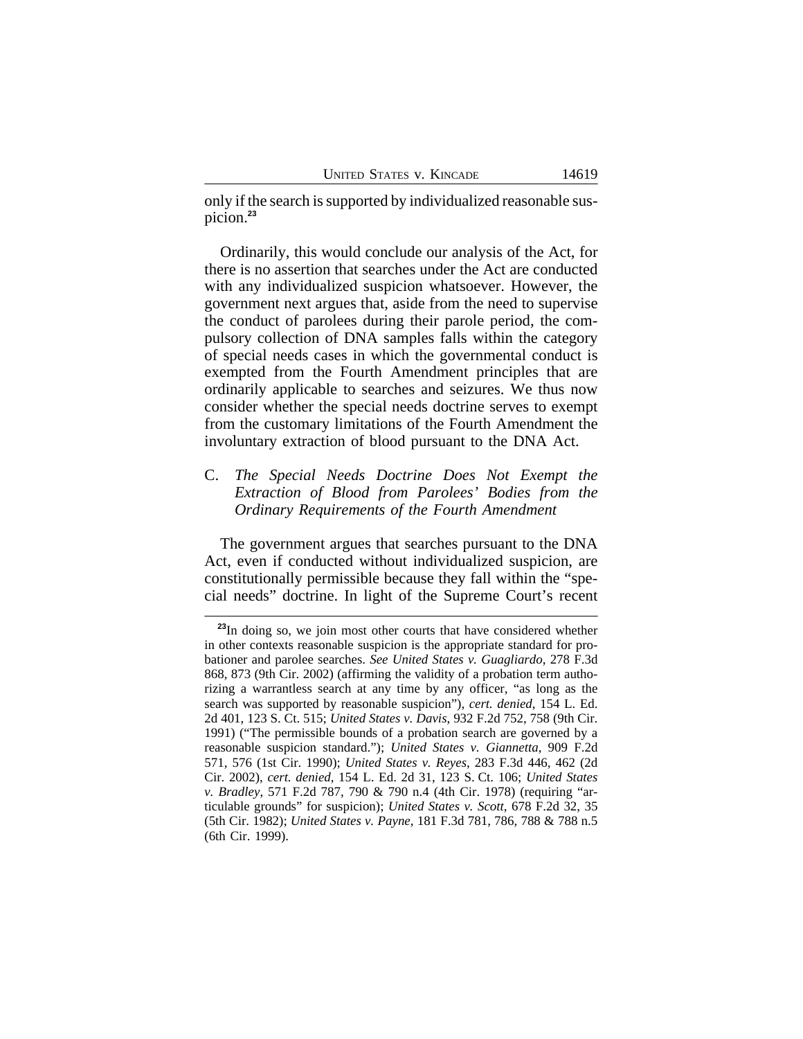only if the search is supported by individualized reasonable suspicion.[23]

Ordinarily, this would conclude our analysis of the Act, for there is no assertion that searches under the Act are conducted with any individualized suspicion whatsoever. However, the government next argues that, aside from the need to supervise the conduct of parolees during their parole period, the compulsory collection of DNA samples falls within the category of special needs cases in which the governmental conduct is exempted from the Fourth Amendment principles that are ordinarily applicable to searches and seizures. We thus now consider whether the special needs doctrine serves to exempt from the customary limitations of the Fourth Amendment the involuntary extraction of blood pursuant to the DNA Act.

### C. *The Special Needs Doctrine Does Not Exempt the Extraction of Blood from Parolees' Bodies from the Ordinary Requirements of the Fourth Amendment*

The government argues that searches pursuant to the DNA Act, even if conducted without individualized suspicion, are constitutionally permissible because they fall within the "special needs" doctrine. In light of the Supreme Court's recent

---

[23]In doing so, we join most other courts that have considered whether in other contexts reasonable suspicion is the appropriate standard for probationer and parolee searches. *See United States v. Guagliardo*, 278 F.3d 868, 873 (9th Cir. 2002) (affirming the validity of a probation term authorizing a warrantless search at any time by any officer, "as long as the search was supported by reasonable suspicion"), *cert. denied*, 154 L. Ed. 2d 401, 123 S. Ct. 515; *United States v. Davis*, 932 F.2d 752, 758 (9th Cir. 1991) ("The permissible bounds of a probation search are governed by a reasonable suspicion standard."); *United States v. Giannetta*, 909 F.2d 571, 576 (1st Cir. 1990); *United States v. Reyes*, 283 F.3d 446, 462 (2d Cir. 2002), *cert. denied*, 154 L. Ed. 2d 31, 123 S. Ct. 106; *United States v. Bradley*, 571 F.2d 787, 790 & 790 n.4 (4th Cir. 1978) (requiring "articulable grounds" for suspicion); *United States v. Scott*, 678 F.2d 32, 35 (5th Cir. 1982); *United States v. Payne*, 181 F.3d 781, 786, 788 & 788 n.5 (6th Cir. 1999).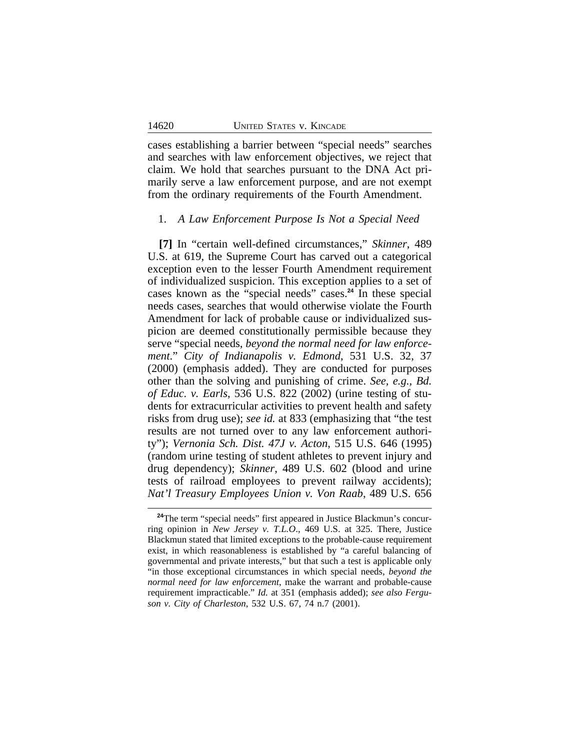cases establishing a barrier between "special needs" searches and searches with law enforcement objectives, we reject that claim. We hold that searches pursuant to the DNA Act primarily serve a law enforcement purpose, and are not exempt from the ordinary requirements of the Fourth Amendment.

1. *A Law Enforcement Purpose Is Not a Special Need*

**[7]** In "certain well-defined circumstances," *Skinner*, 489 U.S. at 619, the Supreme Court has carved out a categorical exception even to the lesser Fourth Amendment requirement of individualized suspicion. This exception applies to a set of cases known as the "special needs" cases.[24] In these special needs cases, searches that would otherwise violate the Fourth Amendment for lack of probable cause or individualized suspicion are deemed constitutionally permissible because they serve "special needs, *beyond the normal need for law enforcement*." *City of Indianapolis v. Edmond*, 531 U.S. 32, 37 (2000) (emphasis added). They are conducted for purposes other than the solving and punishing of crime. *See, e.g., Bd. of Educ. v. Earls*, 536 U.S. 822 (2002) (urine testing of students for extracurricular activities to prevent health and safety risks from drug use); *see id.* at 833 (emphasizing that "the test results are not turned over to any law enforcement authority"); *Vernonia Sch. Dist. 47J v. Acton*, 515 U.S. 646 (1995) (random urine testing of student athletes to prevent injury and drug dependency); *Skinner*, 489 U.S. 602 (blood and urine tests of railroad employees to prevent railway accidents); *Nat'l Treasury Employees Union v. Von Raab*, 489 U.S. 656

[24] The term "special needs" first appeared in Justice Blackmun's concurring opinion in *New Jersey v. T.L.O.*, 469 U.S. at 325. There, Justice Blackmun stated that limited exceptions to the probable-cause requirement exist, in which reasonableness is established by "a careful balancing of governmental and private interests," but that such a test is applicable only "in those exceptional circumstances in which special needs, *beyond the normal need for law enforcement*, make the warrant and probable-cause requirement impracticable." *Id.* at 351 (emphasis added); *see also Ferguson v. City of Charleston*, 532 U.S. 67, 74 n.7 (2001).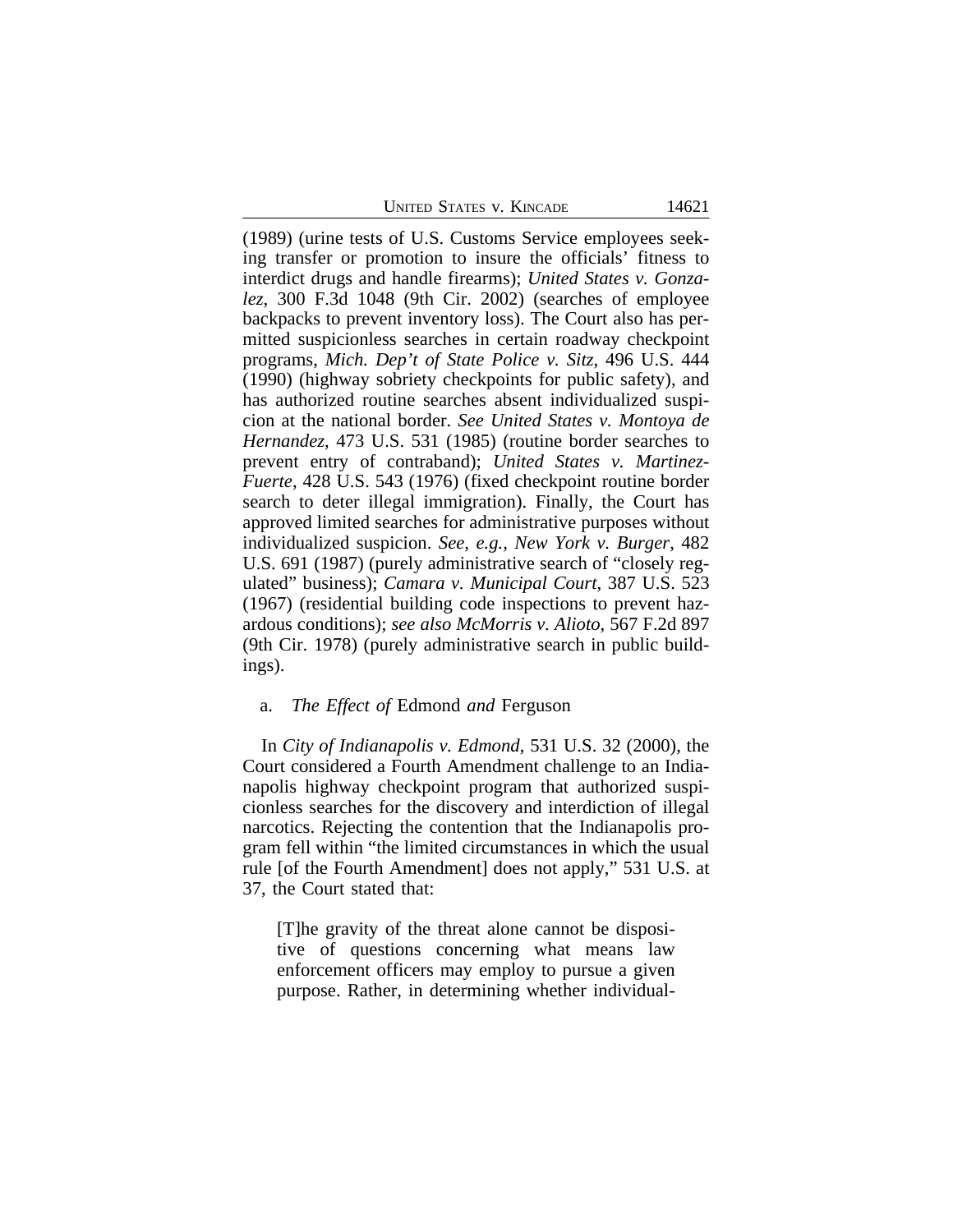(1989) (urine tests of U.S. Customs Service employees seeking transfer or promotion to insure the officials' fitness to interdict drugs and handle firearms); *United States v. Gonzalez*, 300 F.3d 1048 (9th Cir. 2002) (searches of employee backpacks to prevent inventory loss). The Court also has permitted suspicionless searches in certain roadway checkpoint programs, *Mich. Dep't of State Police v. Sitz*, 496 U.S. 444 (1990) (highway sobriety checkpoints for public safety), and has authorized routine searches absent individualized suspicion at the national border. *See United States v. Montoya de Hernandez*, 473 U.S. 531 (1985) (routine border searches to prevent entry of contraband); *United States v. Martinez-Fuerte*, 428 U.S. 543 (1976) (fixed checkpoint routine border search to deter illegal immigration). Finally, the Court has approved limited searches for administrative purposes without individualized suspicion. *See, e.g., New York v. Burger*, 482 U.S. 691 (1987) (purely administrative search of "closely regulated" business); *Camara v. Municipal Court*, 387 U.S. 523 (1967) (residential building code inspections to prevent hazardous conditions); *see also McMorris v. Alioto*, 567 F.2d 897 (9th Cir. 1978) (purely administrative search in public buildings).

a. *The Effect of* Edmond *and* Ferguson

In *City of Indianapolis v. Edmond*, 531 U.S. 32 (2000), the Court considered a Fourth Amendment challenge to an Indianapolis highway checkpoint program that authorized suspicionless searches for the discovery and interdiction of illegal narcotics. Rejecting the contention that the Indianapolis program fell within "the limited circumstances in which the usual rule [of the Fourth Amendment] does not apply," 531 U.S. at 37, the Court stated that:

> [T]he gravity of the threat alone cannot be dispositive of questions concerning what means law enforcement officers may employ to pursue a given purpose. Rather, in determining whether individual-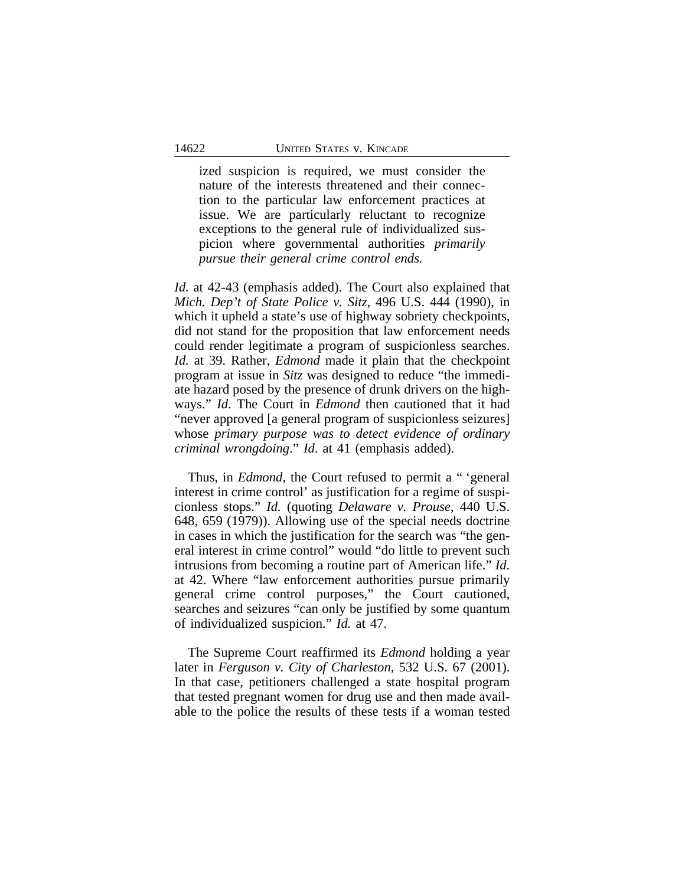> ized suspicion is required, we must consider the nature of the interests threatened and their connection to the particular law enforcement practices at issue. We are particularly reluctant to recognize exceptions to the general rule of individualized suspicion where governmental authorities *primarily pursue their general crime control ends.*

*Id.* at 42-43 (emphasis added). The Court also explained that *Mich. Dep't of State Police v. Sitz*, 496 U.S. 444 (1990), in which it upheld a state's use of highway sobriety checkpoints, did not stand for the proposition that law enforcement needs could render legitimate a program of suspicionless searches. *Id.* at 39. Rather, *Edmond* made it plain that the checkpoint program at issue in *Sitz* was designed to reduce "the immediate hazard posed by the presence of drunk drivers on the highways." *Id*. The Court in *Edmond* then cautioned that it had "never approved [a general program of suspicionless seizures] whose *primary purpose was to detect evidence of ordinary criminal wrongdoing*." *Id.* at 41 (emphasis added).

Thus, in *Edmond*, the Court refused to permit a " 'general interest in crime control' as justification for a regime of suspicionless stops." *Id.* (quoting *Delaware v. Prouse*, 440 U.S. 648, 659 (1979)). Allowing use of the special needs doctrine in cases in which the justification for the search was "the general interest in crime control" would "do little to prevent such intrusions from becoming a routine part of American life." *Id.* at 42. Where "law enforcement authorities pursue primarily general crime control purposes," the Court cautioned, searches and seizures "can only be justified by some quantum of individualized suspicion." *Id.* at 47.

The Supreme Court reaffirmed its *Edmond* holding a year later in *Ferguson v. City of Charleston*, 532 U.S. 67 (2001). In that case, petitioners challenged a state hospital program that tested pregnant women for drug use and then made available to the police the results of these tests if a woman tested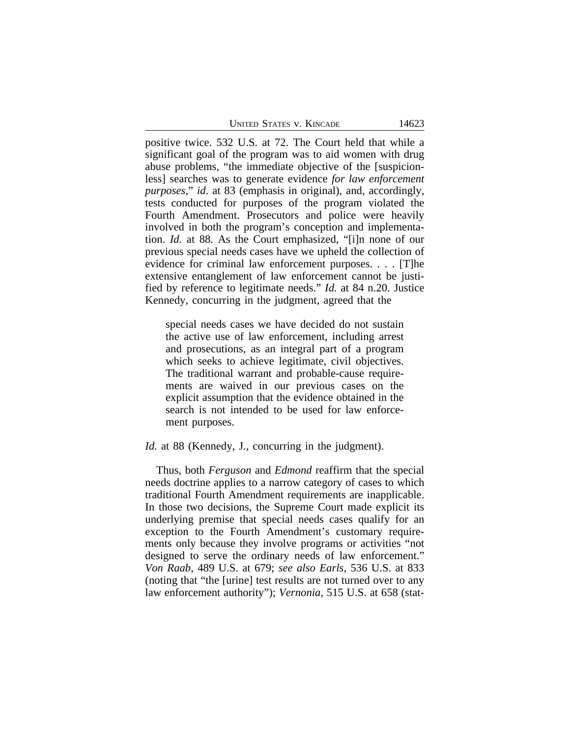positive twice. 532 U.S. at 72. The Court held that while a significant goal of the program was to aid women with drug abuse problems, "the immediate objective of the [suspicionless] searches was to generate evidence *for law enforcement purposes*," *id*. at 83 (emphasis in original), and, accordingly, tests conducted for purposes of the program violated the Fourth Amendment. Prosecutors and police were heavily involved in both the program's conception and implementation. *Id.* at 88. As the Court emphasized, "[i]n none of our previous special needs cases have we upheld the collection of evidence for criminal law enforcement purposes. . . . [T]he extensive entanglement of law enforcement cannot be justified by reference to legitimate needs." *Id.* at 84 n.20. Justice Kennedy, concurring in the judgment, agreed that the

> special needs cases we have decided do not sustain the active use of law enforcement, including arrest and prosecutions, as an integral part of a program which seeks to achieve legitimate, civil objectives. The traditional warrant and probable-cause requirements are waived in our previous cases on the explicit assumption that the evidence obtained in the search is not intended to be used for law enforcement purposes.

*Id.* at 88 (Kennedy, J., concurring in the judgment).

Thus, both *Ferguson* and *Edmond* reaffirm that the special needs doctrine applies to a narrow category of cases to which traditional Fourth Amendment requirements are inapplicable. In those two decisions, the Supreme Court made explicit its underlying premise that special needs cases qualify for an exception to the Fourth Amendment's customary requirements only because they involve programs or activities "not designed to serve the ordinary needs of law enforcement." *Von Raab*, 489 U.S. at 679; *see also Earls*, 536 U.S. at 833 (noting that "the [urine] test results are not turned over to any law enforcement authority"); *Vernonia*, 515 U.S. at 658 (stat-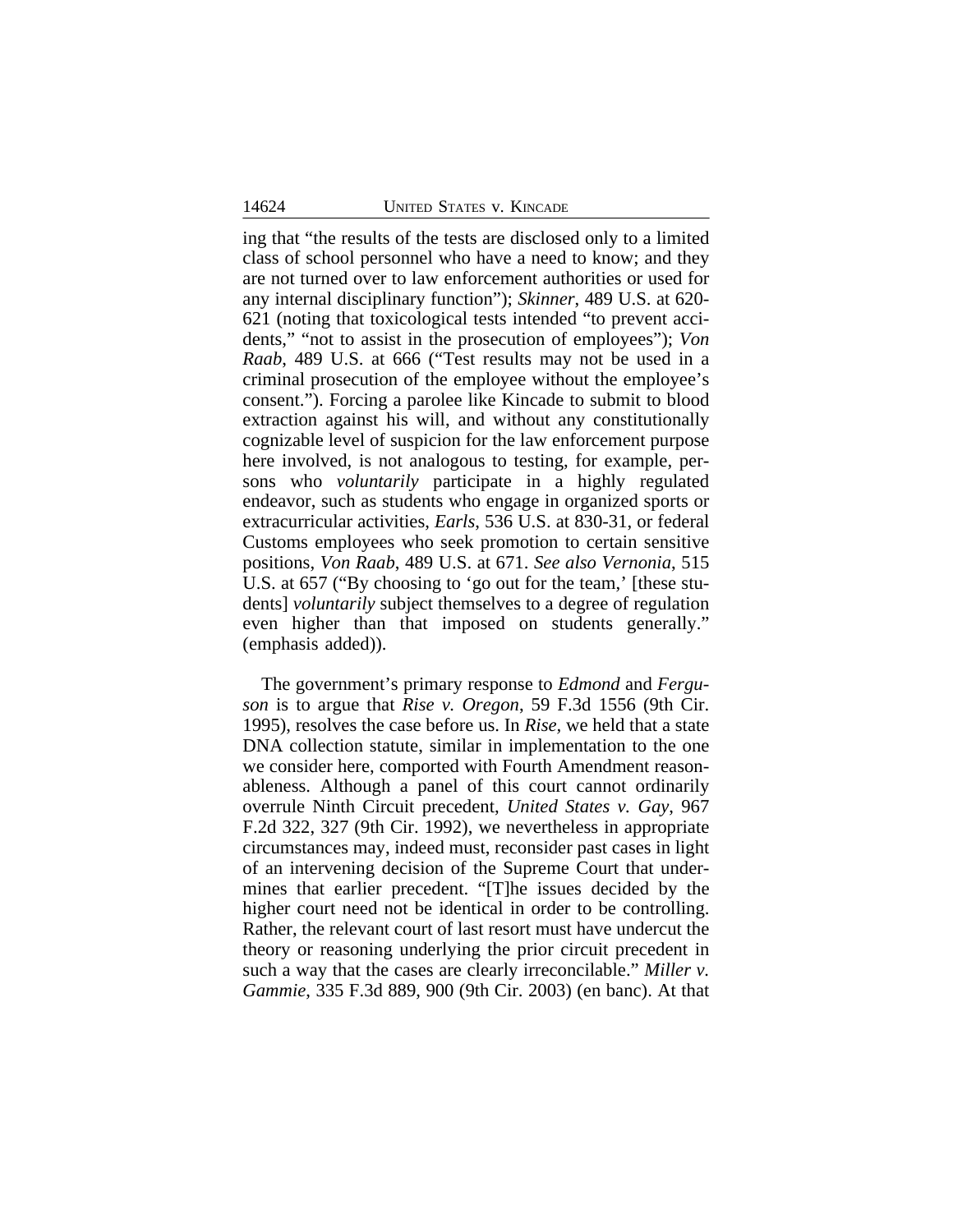ing that "the results of the tests are disclosed only to a limited class of school personnel who have a need to know; and they are not turned over to law enforcement authorities or used for any internal disciplinary function"); *Skinner*, 489 U.S. at 620-621 (noting that toxicological tests intended "to prevent accidents," "not to assist in the prosecution of employees"); *Von Raab*, 489 U.S. at 666 ("Test results may not be used in a criminal prosecution of the employee without the employee's consent."). Forcing a parolee like Kincade to submit to blood extraction against his will, and without any constitutionally cognizable level of suspicion for the law enforcement purpose here involved, is not analogous to testing, for example, persons who *voluntarily* participate in a highly regulated endeavor, such as students who engage in organized sports or extracurricular activities, *Earls*, 536 U.S. at 830-31, or federal Customs employees who seek promotion to certain sensitive positions, *Von Raab*, 489 U.S. at 671. *See also Vernonia*, 515 U.S. at 657 ("By choosing to 'go out for the team,' [these students] *voluntarily* subject themselves to a degree of regulation even higher than that imposed on students generally." (emphasis added)).

The government's primary response to *Edmond* and *Ferguson* is to argue that *Rise v. Oregon*, 59 F.3d 1556 (9th Cir. 1995), resolves the case before us. In *Rise*, we held that a state DNA collection statute, similar in implementation to the one we consider here, comported with Fourth Amendment reasonableness. Although a panel of this court cannot ordinarily overrule Ninth Circuit precedent, *United States v. Gay*, 967 F.2d 322, 327 (9th Cir. 1992), we nevertheless in appropriate circumstances may, indeed must, reconsider past cases in light of an intervening decision of the Supreme Court that undermines that earlier precedent. "[T]he issues decided by the higher court need not be identical in order to be controlling. Rather, the relevant court of last resort must have undercut the theory or reasoning underlying the prior circuit precedent in such a way that the cases are clearly irreconcilable." *Miller v. Gammie*, 335 F.3d 889, 900 (9th Cir. 2003) (en banc). At that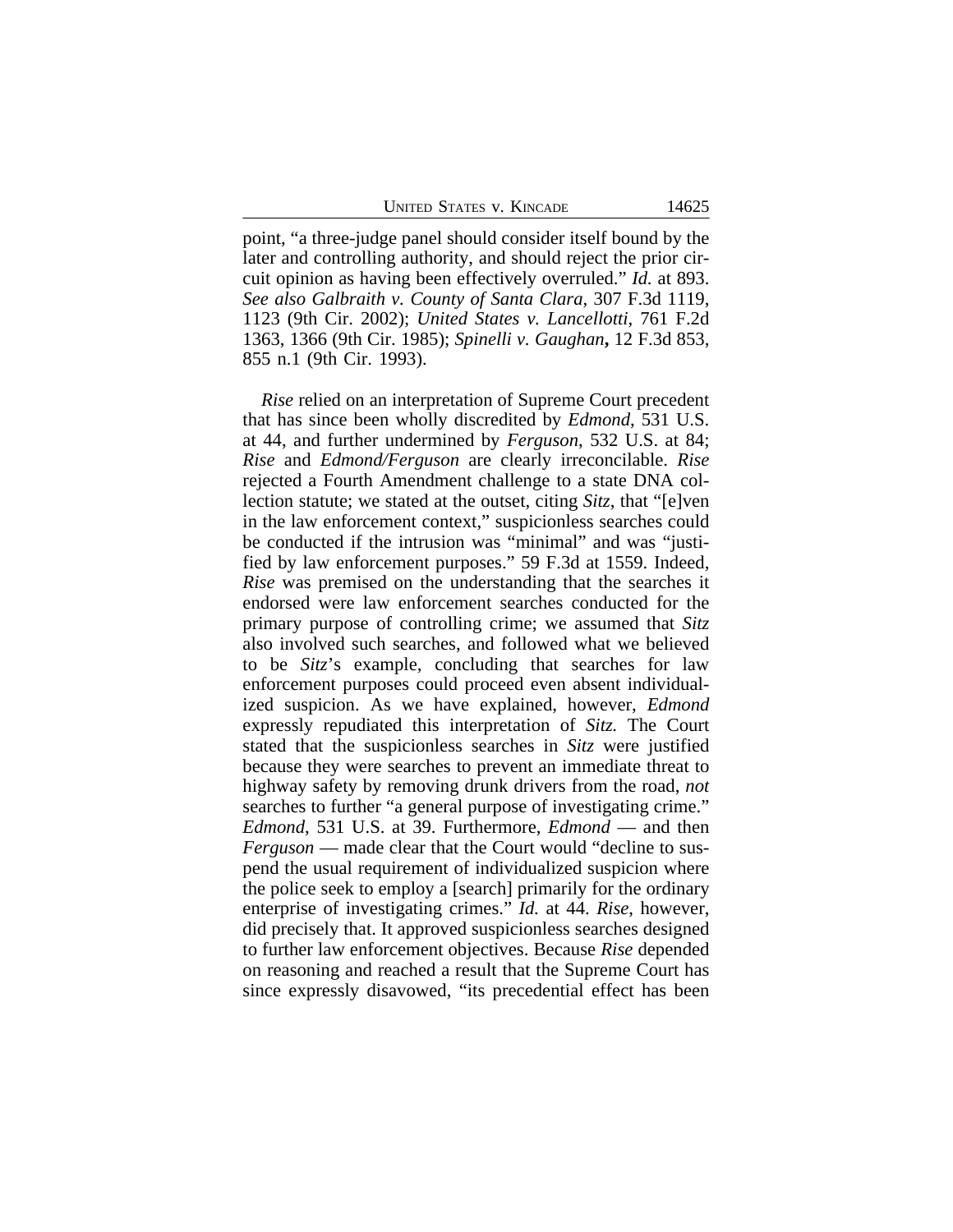point, "a three-judge panel should consider itself bound by the later and controlling authority, and should reject the prior circuit opinion as having been effectively overruled." *Id.* at 893. *See also Galbraith v. County of Santa Clara*, 307 F.3d 1119, 1123 (9th Cir. 2002); *United States v. Lancellotti*, 761 F.2d 1363, 1366 (9th Cir. 1985); *Spinelli v. Gaughan***,** 12 F.3d 853, 855 n.1 (9th Cir. 1993).

*Rise* relied on an interpretation of Supreme Court precedent that has since been wholly discredited by *Edmond*, 531 U.S. at 44, and further undermined by *Ferguson*, 532 U.S. at 84; *Rise* and *Edmond/Ferguson* are clearly irreconcilable. *Rise* rejected a Fourth Amendment challenge to a state DNA collection statute; we stated at the outset, citing *Sitz*, that "[e]ven in the law enforcement context," suspicionless searches could be conducted if the intrusion was "minimal" and was "justified by law enforcement purposes." 59 F.3d at 1559. Indeed, *Rise* was premised on the understanding that the searches it endorsed were law enforcement searches conducted for the primary purpose of controlling crime; we assumed that *Sitz* also involved such searches, and followed what we believed to be *Sitz*'s example, concluding that searches for law enforcement purposes could proceed even absent individualized suspicion. As we have explained, however, *Edmond* expressly repudiated this interpretation of *Sitz.* The Court stated that the suspicionless searches in *Sitz* were justified because they were searches to prevent an immediate threat to highway safety by removing drunk drivers from the road, *not* searches to further "a general purpose of investigating crime." *Edmond*, 531 U.S. at 39. Furthermore, *Edmond* — and then *Ferguson* — made clear that the Court would "decline to suspend the usual requirement of individualized suspicion where the police seek to employ a [search] primarily for the ordinary enterprise of investigating crimes." *Id.* at 44. *Rise*, however, did precisely that. It approved suspicionless searches designed to further law enforcement objectives. Because *Rise* depended on reasoning and reached a result that the Supreme Court has since expressly disavowed, "its precedential effect has been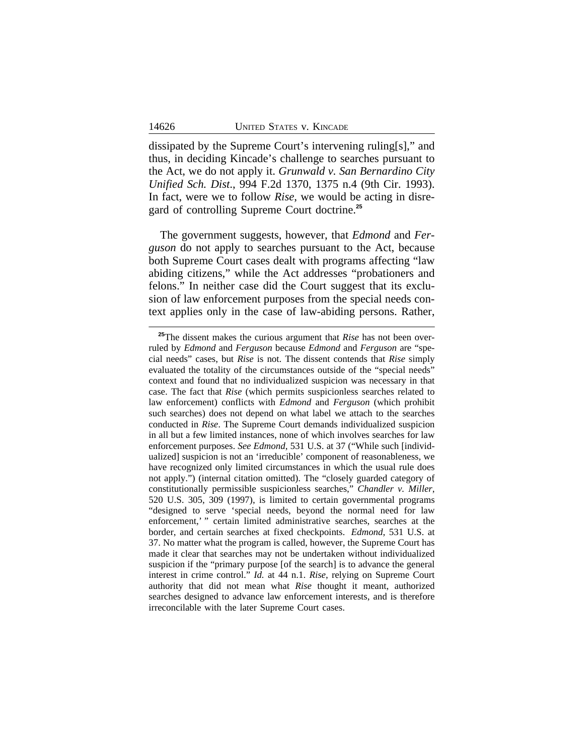dissipated by the Supreme Court's intervening ruling[s]," and thus, in deciding Kincade's challenge to searches pursuant to the Act, we do not apply it. *Grunwald v. San Bernardino City Unified Sch. Dist*., 994 F.2d 1370, 1375 n.4 (9th Cir. 1993). In fact, were we to follow *Rise*, we would be acting in disregard of controlling Supreme Court doctrine.[25]

The government suggests, however, that *Edmond* and *Ferguson* do not apply to searches pursuant to the Act, because both Supreme Court cases dealt with programs affecting "law abiding citizens," while the Act addresses "probationers and felons." In neither case did the Court suggest that its exclusion of law enforcement purposes from the special needs context applies only in the case of law-abiding persons. Rather,

---

[25]The dissent makes the curious argument that *Rise* has not been overruled by *Edmond* and *Ferguson* because *Edmond* and *Ferguson* are "special needs" cases, but *Rise* is not. The dissent contends that *Rise* simply evaluated the totality of the circumstances outside of the "special needs" context and found that no individualized suspicion was necessary in that case. The fact that *Rise* (which permits suspicionless searches related to law enforcement) conflicts with *Edmond* and *Ferguson* (which prohibit such searches) does not depend on what label we attach to the searches conducted in *Rise*. The Supreme Court demands individualized suspicion in all but a few limited instances, none of which involves searches for law enforcement purposes. *See Edmond*, 531 U.S. at 37 ("While such [individualized] suspicion is not an 'irreducible' component of reasonableness, we have recognized only limited circumstances in which the usual rule does not apply.") (internal citation omitted). The "closely guarded category of constitutionally permissible suspicionless searches," *Chandler v. Miller*, 520 U.S. 305, 309 (1997), is limited to certain governmental programs "designed to serve 'special needs, beyond the normal need for law enforcement,' " certain limited administrative searches, searches at the border, and certain searches at fixed checkpoints. *Edmond*, 531 U.S. at 37. No matter what the program is called, however, the Supreme Court has made it clear that searches may not be undertaken without individualized suspicion if the "primary purpose [of the search] is to advance the general interest in crime control." *Id.* at 44 n.1. *Rise*, relying on Supreme Court authority that did not mean what *Rise* thought it meant, authorized searches designed to advance law enforcement interests, and is therefore irreconcilable with the later Supreme Court cases.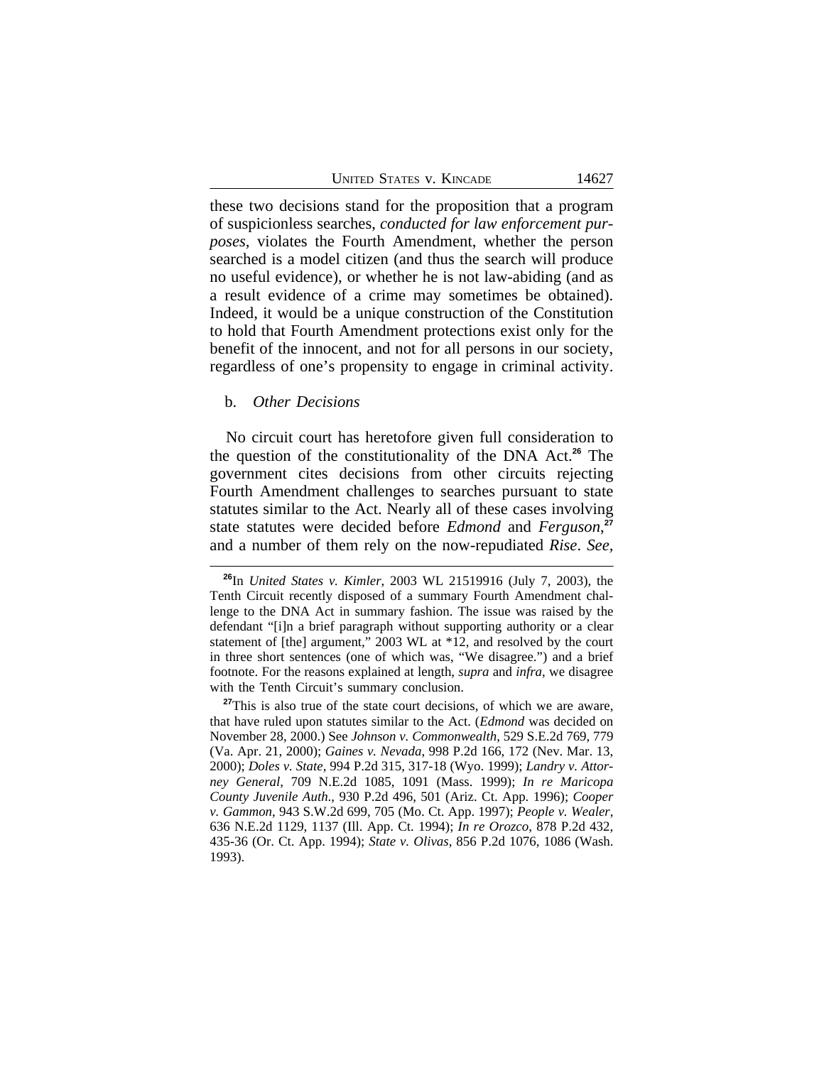these two decisions stand for the proposition that a program of suspicionless searches, *conducted for law enforcement purposes*, violates the Fourth Amendment, whether the person searched is a model citizen (and thus the search will produce no useful evidence), or whether he is not law-abiding (and as a result evidence of a crime may sometimes be obtained). Indeed, it would be a unique construction of the Constitution to hold that Fourth Amendment protections exist only for the benefit of the innocent, and not for all persons in our society, regardless of one's propensity to engage in criminal activity.

b. *Other Decisions*

No circuit court has heretofore given full consideration to the question of the constitutionality of the DNA Act.[26] The government cites decisions from other circuits rejecting Fourth Amendment challenges to searches pursuant to state statutes similar to the Act. Nearly all of these cases involving state statutes were decided before *Edmond* and *Ferguson*,[27] and a number of them rely on the now-repudiated *Rise*. *See,*

---

[26]In *United States v. Kimler*, 2003 WL 21519916 (July 7, 2003), the Tenth Circuit recently disposed of a summary Fourth Amendment challenge to the DNA Act in summary fashion. The issue was raised by the defendant "[i]n a brief paragraph without supporting authority or a clear statement of [the] argument," 2003 WL at *12, and resolved by the court in three short sentences (one of which was, "We disagree.") and a brief footnote. For the reasons explained at length, *supra* and *infra*, we disagree with the Tenth Circuit's summary conclusion.

[27]This is also true of the state court decisions, of which we are aware, that have ruled upon statutes similar to the Act. (*Edmond* was decided on November 28, 2000.) See *Johnson v. Commonwealth*, 529 S.E.2d 769, 779 (Va. Apr. 21, 2000); *Gaines v. Nevada*, 998 P.2d 166, 172 (Nev. Mar. 13, 2000); *Doles v. State*, 994 P.2d 315, 317-18 (Wyo. 1999); *Landry v. Attorney General*, 709 N.E.2d 1085, 1091 (Mass. 1999); *In re Maricopa County Juvenile Auth.*, 930 P.2d 496, 501 (Ariz. Ct. App. 1996); *Cooper v. Gammon*, 943 S.W.2d 699, 705 (Mo. Ct. App. 1997); *People v. Wealer*, 636 N.E.2d 1129, 1137 (Ill. App. Ct. 1994); *In re Orozco*, 878 P.2d 432, 435-36 (Or. Ct. App. 1994); *State v. Olivas*, 856 P.2d 1076, 1086 (Wash. 1993).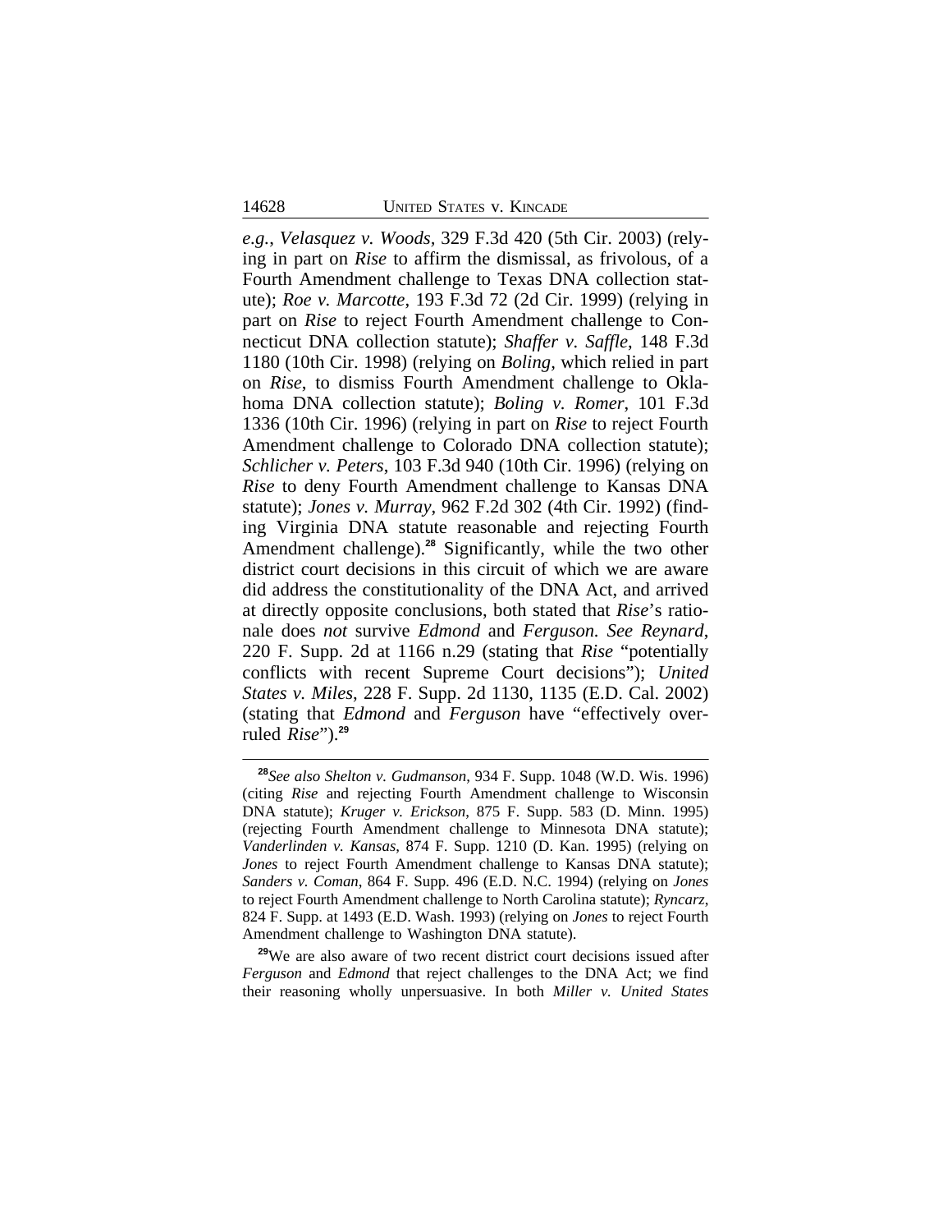*e.g.*, *Velasquez v. Woods*, 329 F.3d 420 (5th Cir. 2003) (relying in part on *Rise* to affirm the dismissal, as frivolous, of a Fourth Amendment challenge to Texas DNA collection statute); *Roe v. Marcotte*, 193 F.3d 72 (2d Cir. 1999) (relying in part on *Rise* to reject Fourth Amendment challenge to Connecticut DNA collection statute); *Shaffer v. Saffle*, 148 F.3d 1180 (10th Cir. 1998) (relying on *Boling*, which relied in part on *Rise*, to dismiss Fourth Amendment challenge to Oklahoma DNA collection statute); *Boling v. Romer*, 101 F.3d 1336 (10th Cir. 1996) (relying in part on *Rise* to reject Fourth Amendment challenge to Colorado DNA collection statute); *Schlicher v. Peters*, 103 F.3d 940 (10th Cir. 1996) (relying on *Rise* to deny Fourth Amendment challenge to Kansas DNA statute); *Jones v. Murray*, 962 F.2d 302 (4th Cir. 1992) (finding Virginia DNA statute reasonable and rejecting Fourth Amendment challenge).[28] Significantly, while the two other district court decisions in this circuit of which we are aware did address the constitutionality of the DNA Act, and arrived at directly opposite conclusions, both stated that *Rise*'s rationale does *not* survive *Edmond* and *Ferguson*. *See Reynard*, 220 F. Supp. 2d at 1166 n.29 (stating that *Rise* "potentially conflicts with recent Supreme Court decisions"); *United States v. Miles*, 228 F. Supp. 2d 1130, 1135 (E.D. Cal. 2002) (stating that *Edmond* and *Ferguson* have "effectively overruled *Rise*").[29]

---

[28]*See also Shelton v. Gudmanson*, 934 F. Supp. 1048 (W.D. Wis. 1996) (citing *Rise* and rejecting Fourth Amendment challenge to Wisconsin DNA statute); *Kruger v. Erickson*, 875 F. Supp. 583 (D. Minn. 1995) (rejecting Fourth Amendment challenge to Minnesota DNA statute); *Vanderlinden v. Kansas*, 874 F. Supp. 1210 (D. Kan. 1995) (relying on *Jones* to reject Fourth Amendment challenge to Kansas DNA statute); *Sanders v. Coman*, 864 F. Supp. 496 (E.D. N.C. 1994) (relying on *Jones* to reject Fourth Amendment challenge to North Carolina statute); *Ryncarz*, 824 F. Supp. at 1493 (E.D. Wash. 1993) (relying on *Jones* to reject Fourth Amendment challenge to Washington DNA statute).

[29]We are also aware of two recent district court decisions issued after *Ferguson* and *Edmond* that reject challenges to the DNA Act; we find their reasoning wholly unpersuasive. In both *Miller v. United States*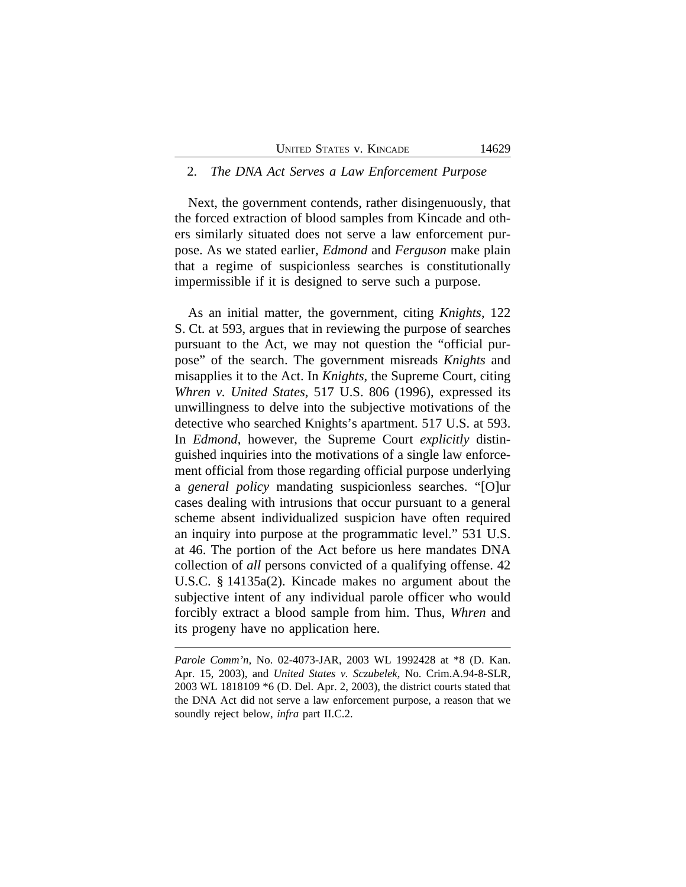2. *The DNA Act Serves a Law Enforcement Purpose*

Next, the government contends, rather disingenuously, that the forced extraction of blood samples from Kincade and others similarly situated does not serve a law enforcement purpose. As we stated earlier, *Edmond* and *Ferguson* make plain that a regime of suspicionless searches is constitutionally impermissible if it is designed to serve such a purpose.

As an initial matter, the government, citing *Knights*, 122 S. Ct. at 593, argues that in reviewing the purpose of searches pursuant to the Act, we may not question the "official purpose" of the search. The government misreads *Knights* and misapplies it to the Act. In *Knights*, the Supreme Court, citing *Whren v. United States*, 517 U.S. 806 (1996), expressed its unwillingness to delve into the subjective motivations of the detective who searched Knights's apartment. 517 U.S. at 593. In *Edmond*, however, the Supreme Court *explicitly* distinguished inquiries into the motivations of a single law enforcement official from those regarding official purpose underlying a *general policy* mandating suspicionless searches. "[O]ur cases dealing with intrusions that occur pursuant to a general scheme absent individualized suspicion have often required an inquiry into purpose at the programmatic level." 531 U.S. at 46. The portion of the Act before us here mandates DNA collection of *all* persons convicted of a qualifying offense. 42 U.S.C. § 14135a(2). Kincade makes no argument about the subjective intent of any individual parole officer who would forcibly extract a blood sample from him. Thus, *Whren* and its progeny have no application here.

---

*Parole Comm'n*, No. 02-4073-JAR, 2003 WL 1992428 at *8 (D. Kan. Apr. 15, 2003), and *United States v. Sczubelek*, No. Crim.A.94-8-SLR, 2003 WL 1818109 *6 (D. Del. Apr. 2, 2003), the district courts stated that the DNA Act did not serve a law enforcement purpose, a reason that we soundly reject below, *infra* part II.C.2.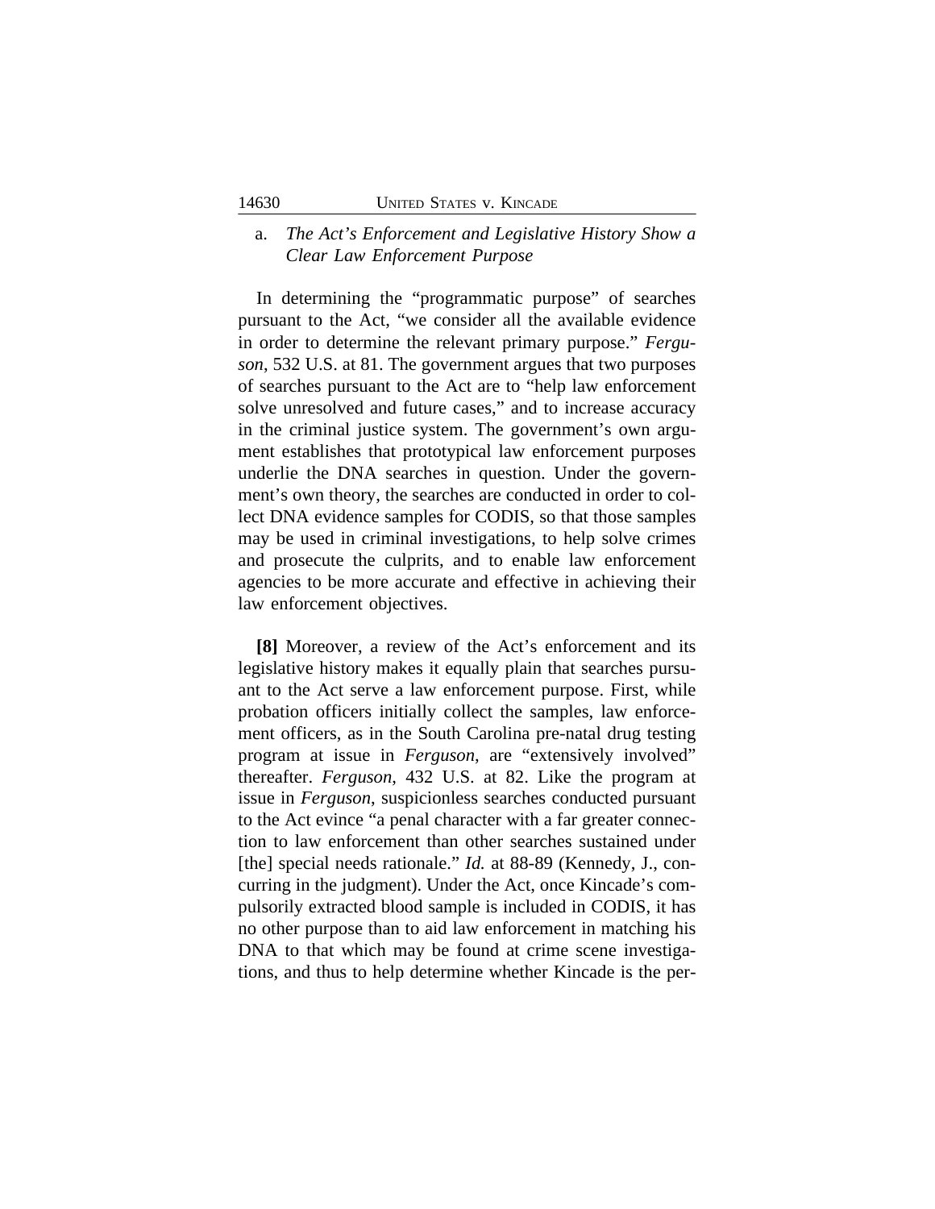a. *The Act's Enforcement and Legislative History Show a Clear Law Enforcement Purpose*

In determining the "programmatic purpose" of searches pursuant to the Act, "we consider all the available evidence in order to determine the relevant primary purpose." *Ferguson*, 532 U.S. at 81. The government argues that two purposes of searches pursuant to the Act are to "help law enforcement solve unresolved and future cases," and to increase accuracy in the criminal justice system. The government's own argument establishes that prototypical law enforcement purposes underlie the DNA searches in question. Under the government's own theory, the searches are conducted in order to collect DNA evidence samples for CODIS, so that those samples may be used in criminal investigations, to help solve crimes and prosecute the culprits, and to enable law enforcement agencies to be more accurate and effective in achieving their law enforcement objectives.

**[8]** Moreover, a review of the Act's enforcement and its legislative history makes it equally plain that searches pursuant to the Act serve a law enforcement purpose. First, while probation officers initially collect the samples, law enforcement officers, as in the South Carolina pre-natal drug testing program at issue in *Ferguson*, are "extensively involved" thereafter. *Ferguson*, 432 U.S. at 82. Like the program at issue in *Ferguson*, suspicionless searches conducted pursuant to the Act evince "a penal character with a far greater connection to law enforcement than other searches sustained under [the] special needs rationale." *Id.* at 88-89 (Kennedy, J., concurring in the judgment). Under the Act, once Kincade's compulsorily extracted blood sample is included in CODIS, it has no other purpose than to aid law enforcement in matching his DNA to that which may be found at crime scene investigations, and thus to help determine whether Kincade is the per-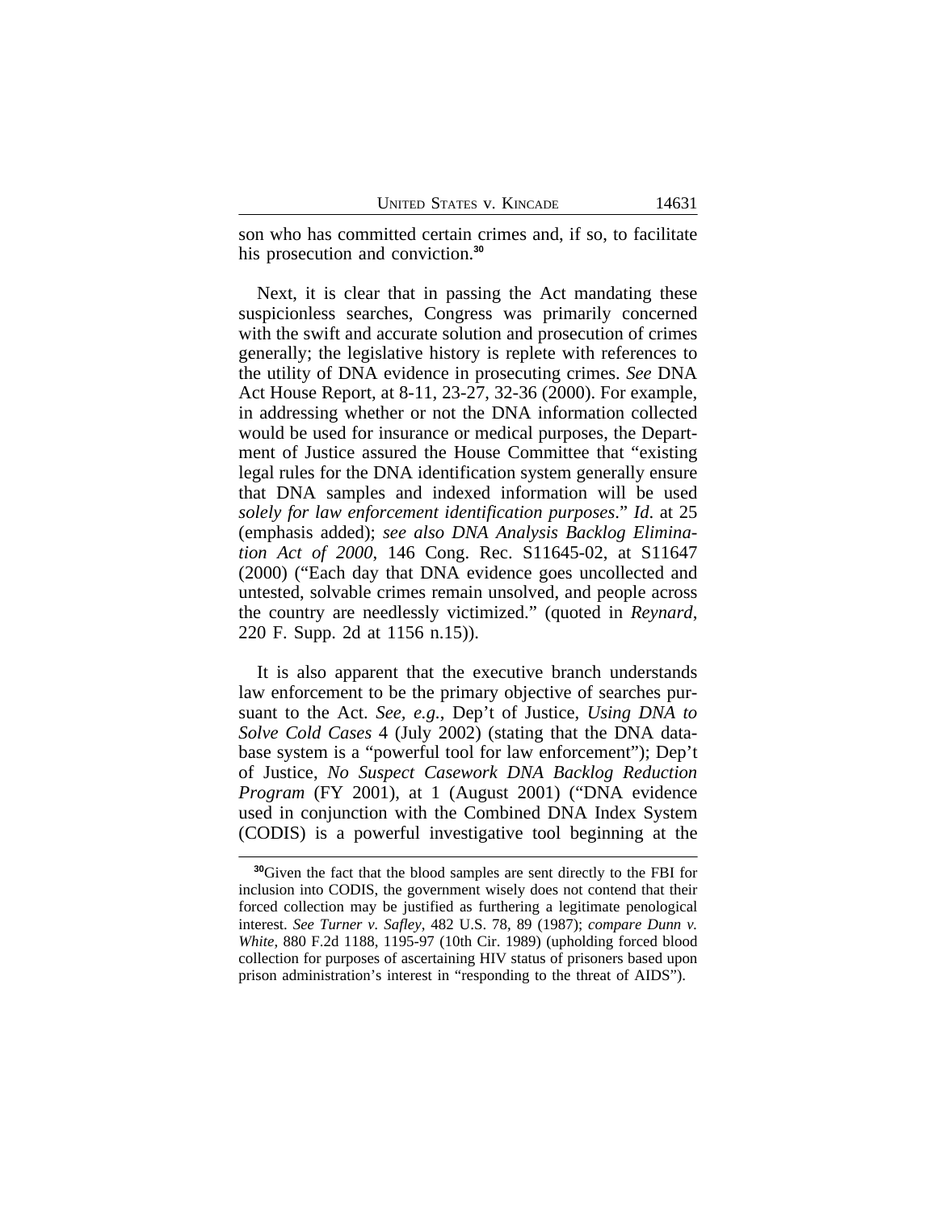son who has committed certain crimes and, if so, to facilitate his prosecution and conviction.[30]

Next, it is clear that in passing the Act mandating these suspicionless searches, Congress was primarily concerned with the swift and accurate solution and prosecution of crimes generally; the legislative history is replete with references to the utility of DNA evidence in prosecuting crimes. *See* DNA Act House Report, at 8-11, 23-27, 32-36 (2000). For example, in addressing whether or not the DNA information collected would be used for insurance or medical purposes, the Department of Justice assured the House Committee that "existing legal rules for the DNA identification system generally ensure that DNA samples and indexed information will be used *solely for law enforcement identification purposes*." *Id*. at 25 (emphasis added); *see also DNA Analysis Backlog Elimination Act of 2000*, 146 Cong. Rec. S11645-02, at S11647 (2000) ("Each day that DNA evidence goes uncollected and untested, solvable crimes remain unsolved, and people across the country are needlessly victimized." (quoted in *Reynard*, 220 F. Supp. 2d at 1156 n.15)).

It is also apparent that the executive branch understands law enforcement to be the primary objective of searches pursuant to the Act. *See, e.g.*, Dep't of Justice, *Using DNA to Solve Cold Cases* 4 (July 2002) (stating that the DNA database system is a "powerful tool for law enforcement"); Dep't of Justice, *No Suspect Casework DNA Backlog Reduction Program* (FY 2001), at 1 (August 2001) ("DNA evidence used in conjunction with the Combined DNA Index System (CODIS) is a powerful investigative tool beginning at the

---

[30]Given the fact that the blood samples are sent directly to the FBI for inclusion into CODIS, the government wisely does not contend that their forced collection may be justified as furthering a legitimate penological interest. *See Turner v. Safley*, 482 U.S. 78, 89 (1987); *compare Dunn v. White*, 880 F.2d 1188, 1195-97 (10th Cir. 1989) (upholding forced blood collection for purposes of ascertaining HIV status of prisoners based upon prison administration's interest in "responding to the threat of AIDS").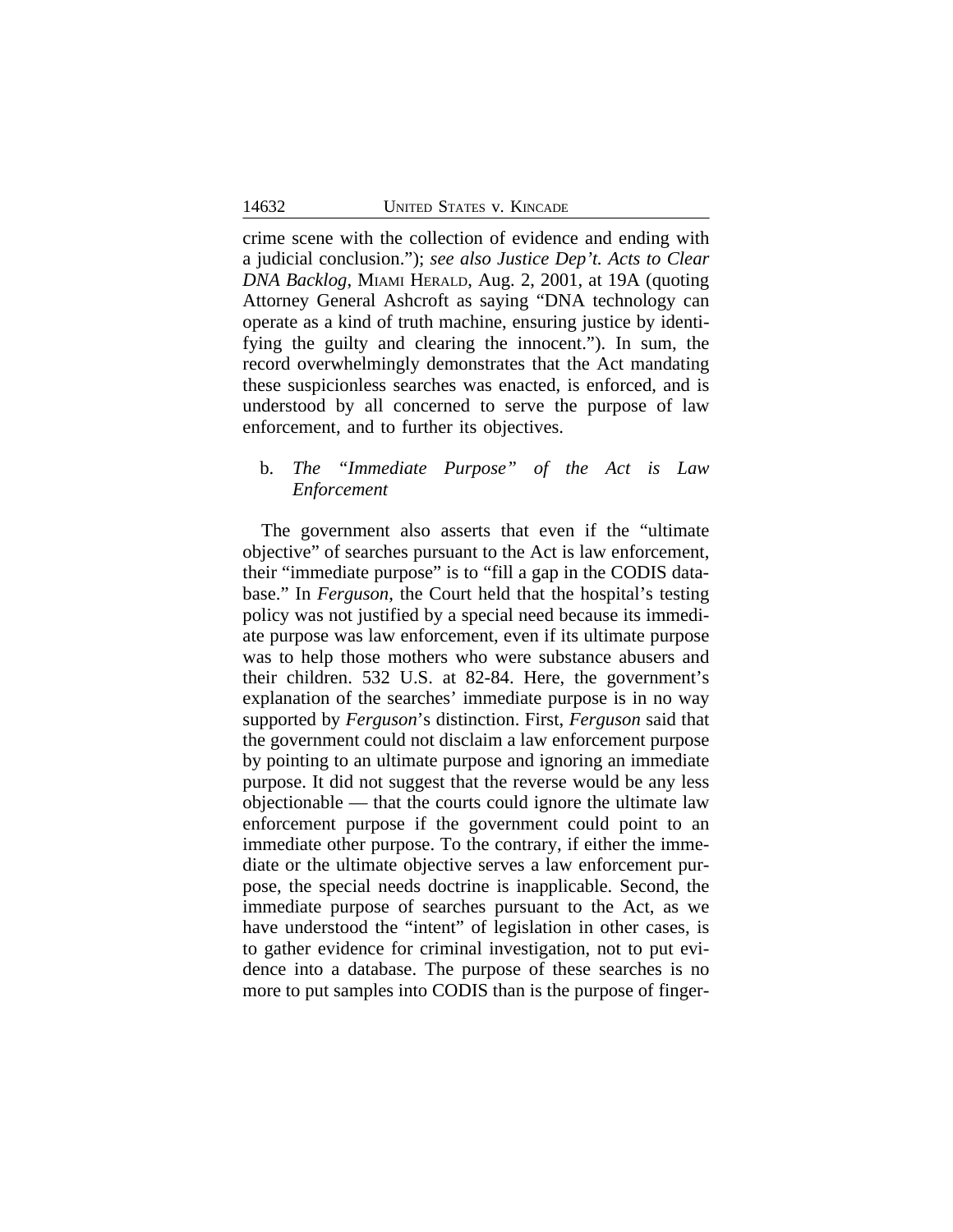crime scene with the collection of evidence and ending with a judicial conclusion."); *see also Justice Dep't. Acts to Clear DNA Backlog*, MIAMI HERALD, Aug. 2, 2001, at 19A (quoting Attorney General Ashcroft as saying "DNA technology can operate as a kind of truth machine, ensuring justice by identifying the guilty and clearing the innocent."). In sum, the record overwhelmingly demonstrates that the Act mandating these suspicionless searches was enacted, is enforced, and is understood by all concerned to serve the purpose of law enforcement, and to further its objectives.

b. *The "Immediate Purpose" of the Act is Law Enforcement*

The government also asserts that even if the "ultimate objective" of searches pursuant to the Act is law enforcement, their "immediate purpose" is to "fill a gap in the CODIS database." In *Ferguson*, the Court held that the hospital's testing policy was not justified by a special need because its immediate purpose was law enforcement, even if its ultimate purpose was to help those mothers who were substance abusers and their children. 532 U.S. at 82-84. Here, the government's explanation of the searches' immediate purpose is in no way supported by *Ferguson*'s distinction. First, *Ferguson* said that the government could not disclaim a law enforcement purpose by pointing to an ultimate purpose and ignoring an immediate purpose. It did not suggest that the reverse would be any less objectionable — that the courts could ignore the ultimate law enforcement purpose if the government could point to an immediate other purpose. To the contrary, if either the immediate or the ultimate objective serves a law enforcement purpose, the special needs doctrine is inapplicable. Second, the immediate purpose of searches pursuant to the Act, as we have understood the "intent" of legislation in other cases, is to gather evidence for criminal investigation, not to put evidence into a database. The purpose of these searches is no more to put samples into CODIS than is the purpose of finger-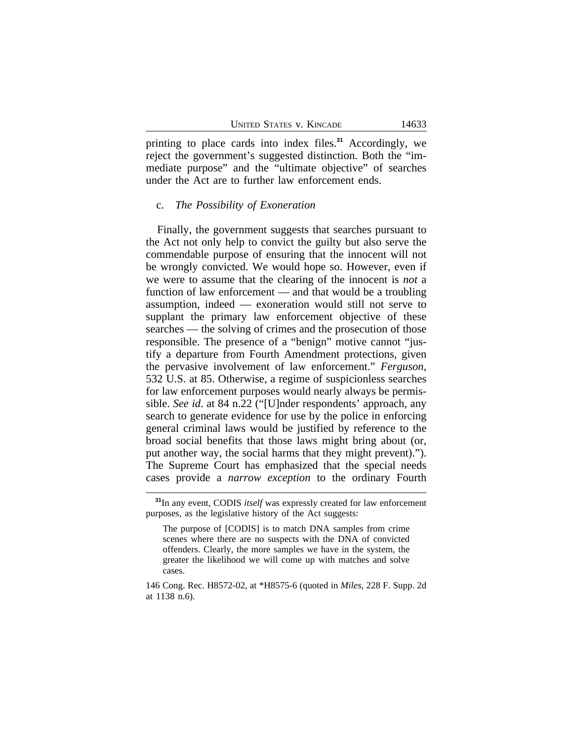printing to place cards into index files.[31] Accordingly, we reject the government's suggested distinction. Both the "immediate purpose" and the "ultimate objective" of searches under the Act are to further law enforcement ends.

c. *The Possibility of Exoneration*

Finally, the government suggests that searches pursuant to the Act not only help to convict the guilty but also serve the commendable purpose of ensuring that the innocent will not be wrongly convicted. We would hope so. However, even if we were to assume that the clearing of the innocent is *not* a function of law enforcement — and that would be a troubling assumption, indeed — exoneration would still not serve to supplant the primary law enforcement objective of these searches — the solving of crimes and the prosecution of those responsible. The presence of a "benign" motive cannot "justify a departure from Fourth Amendment protections, given the pervasive involvement of law enforcement." *Ferguson*, 532 U.S. at 85. Otherwise, a regime of suspicionless searches for law enforcement purposes would nearly always be permissible. *See id*. at 84 n.22 ("[U]nder respondents' approach, any search to generate evidence for use by the police in enforcing general criminal laws would be justified by reference to the broad social benefits that those laws might bring about (or, put another way, the social harms that they might prevent)."). The Supreme Court has emphasized that the special needs cases provide a *narrow exception* to the ordinary Fourth

[31]In any event, CODIS *itself* was expressly created for law enforcement purposes, as the legislative history of the Act suggests:

> The purpose of [CODIS] is to match DNA samples from crime scenes where there are no suspects with the DNA of convicted offenders. Clearly, the more samples we have in the system, the greater the likelihood we will come up with matches and solve cases.

146 Cong. Rec. H8572-02, at *H8575-6 (quoted in *Miles*, 228 F. Supp. 2d at 1138 n.6).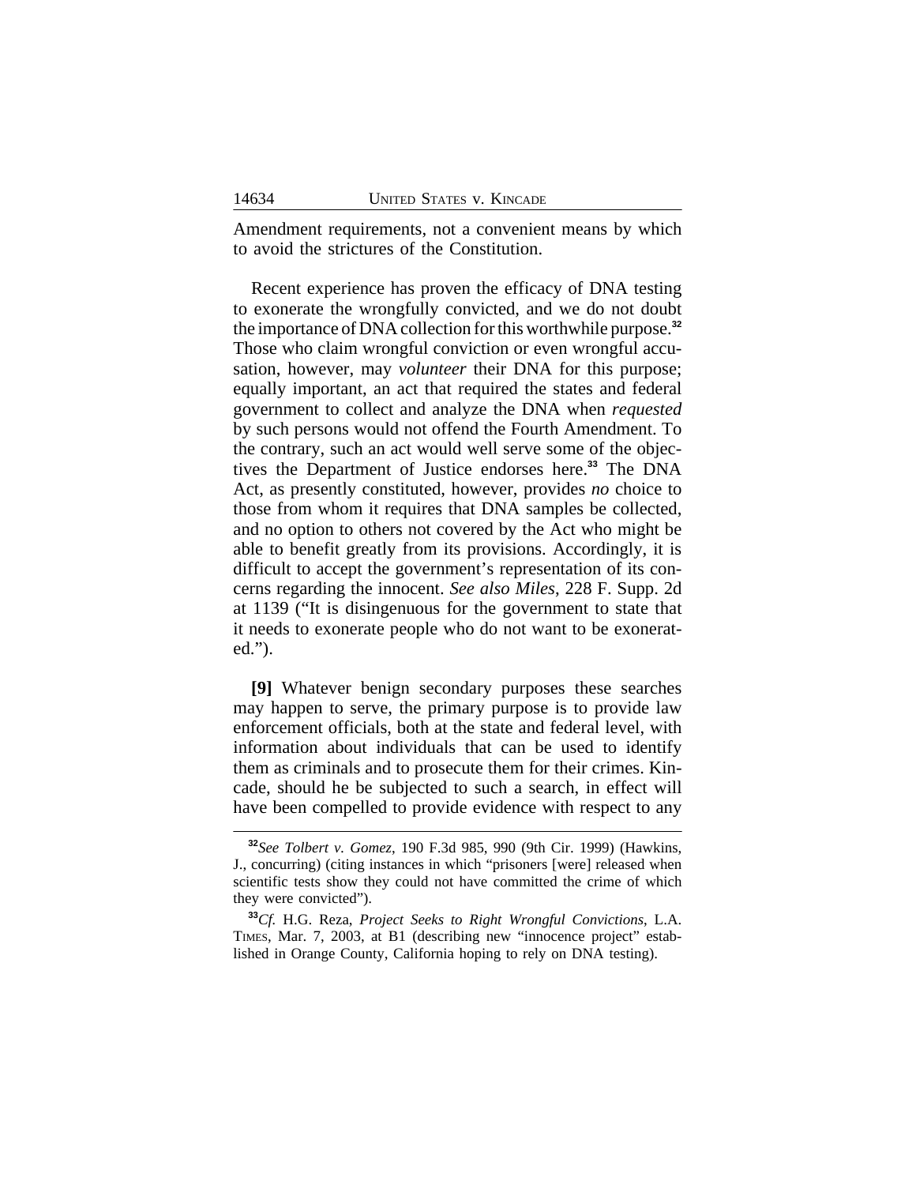Amendment requirements, not a convenient means by which to avoid the strictures of the Constitution.

Recent experience has proven the efficacy of DNA testing to exonerate the wrongfully convicted, and we do not doubt the importance of DNA collection for this worthwhile purpose.[32] Those who claim wrongful conviction or even wrongful accusation, however, may *volunteer* their DNA for this purpose; equally important, an act that required the states and federal government to collect and analyze the DNA when *requested* by such persons would not offend the Fourth Amendment. To the contrary, such an act would well serve some of the objectives the Department of Justice endorses here.[33] The DNA Act, as presently constituted, however, provides *no* choice to those from whom it requires that DNA samples be collected, and no option to others not covered by the Act who might be able to benefit greatly from its provisions. Accordingly, it is difficult to accept the government's representation of its concerns regarding the innocent. *See also Miles*, 228 F. Supp. 2d at 1139 ("It is disingenuous for the government to state that it needs to exonerate people who do not want to be exonerated.").

**[9]** Whatever benign secondary purposes these searches may happen to serve, the primary purpose is to provide law enforcement officials, both at the state and federal level, with information about individuals that can be used to identify them as criminals and to prosecute them for their crimes. Kincade, should he be subjected to such a search, in effect will have been compelled to provide evidence with respect to any

---

[32] *See Tolbert v. Gomez*, 190 F.3d 985, 990 (9th Cir. 1999) (Hawkins, J., concurring) (citing instances in which "prisoners [were] released when scientific tests show they could not have committed the crime of which they were convicted").

[33] *Cf.* H.G. Reza, *Project Seeks to Right Wrongful Convictions*, L.A. TIMES, Mar. 7, 2003, at B1 (describing new "innocence project" established in Orange County, California hoping to rely on DNA testing).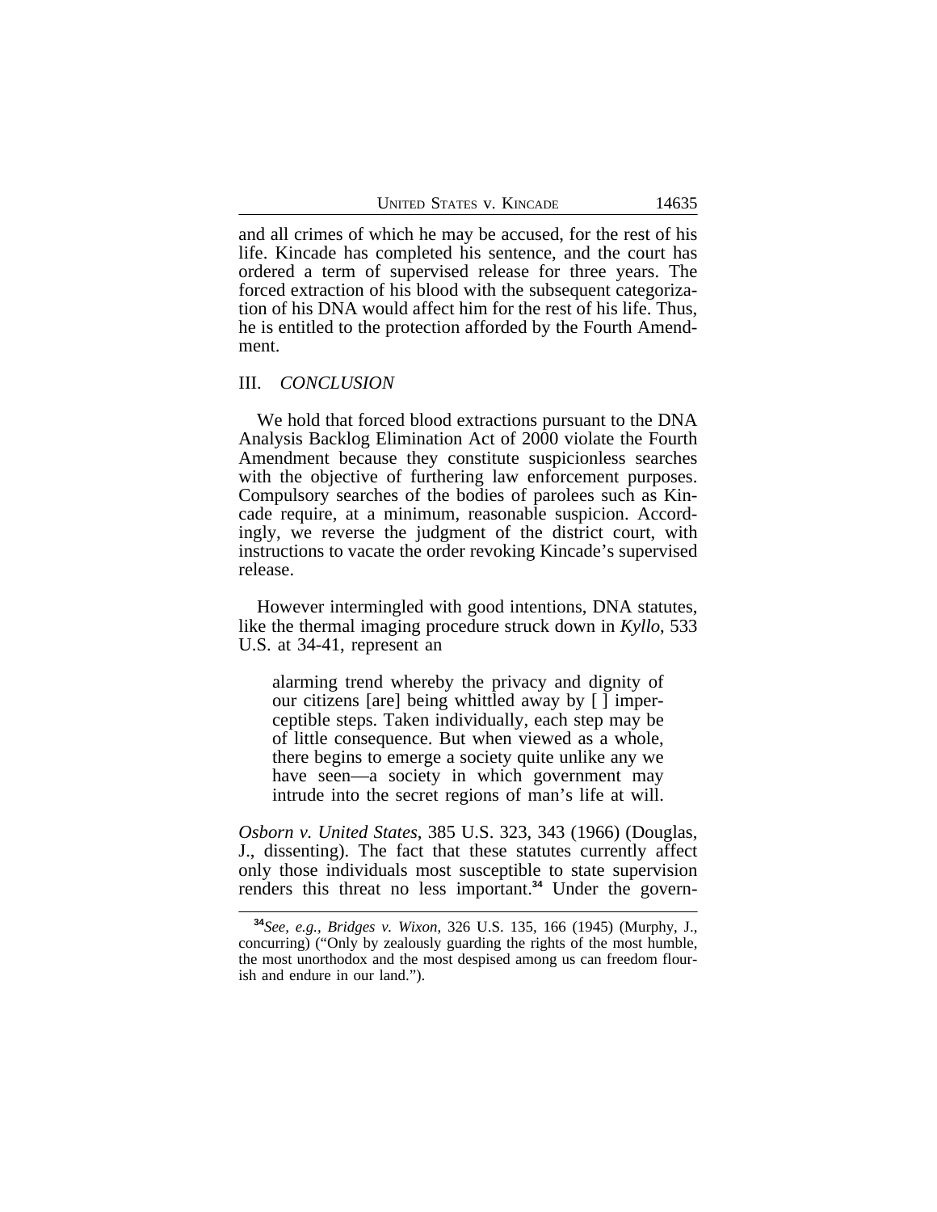and all crimes of which he may be accused, for the rest of his life. Kincade has completed his sentence, and the court has ordered a term of supervised release for three years. The forced extraction of his blood with the subsequent categorization of his DNA would affect him for the rest of his life. Thus, he is entitled to the protection afforded by the Fourth Amendment.

## III. *CONCLUSION*

We hold that forced blood extractions pursuant to the DNA Analysis Backlog Elimination Act of 2000 violate the Fourth Amendment because they constitute suspicionless searches with the objective of furthering law enforcement purposes. Compulsory searches of the bodies of parolees such as Kincade require, at a minimum, reasonable suspicion. Accordingly, we reverse the judgment of the district court, with instructions to vacate the order revoking Kincade's supervised release.

However intermingled with good intentions, DNA statutes, like the thermal imaging procedure struck down in *Kyllo*, 533 U.S. at 34-41, represent an

> alarming trend whereby the privacy and dignity of our citizens [are] being whittled away by [ ] imperceptible steps. Taken individually, each step may be of little consequence. But when viewed as a whole, there begins to emerge a society quite unlike any we have seen—a society in which government may intrude into the secret regions of man's life at will.

*Osborn v. United States*, 385 U.S. 323, 343 (1966) (Douglas, J., dissenting). The fact that these statutes currently affect only those individuals most susceptible to state supervision renders this threat no less important.[34] Under the govern-

[34] *See, e.g., Bridges v. Wixon*, 326 U.S. 135, 166 (1945) (Murphy, J., concurring) ("Only by zealously guarding the rights of the most humble, the most unorthodox and the most despised among us can freedom flourish and endure in our land.").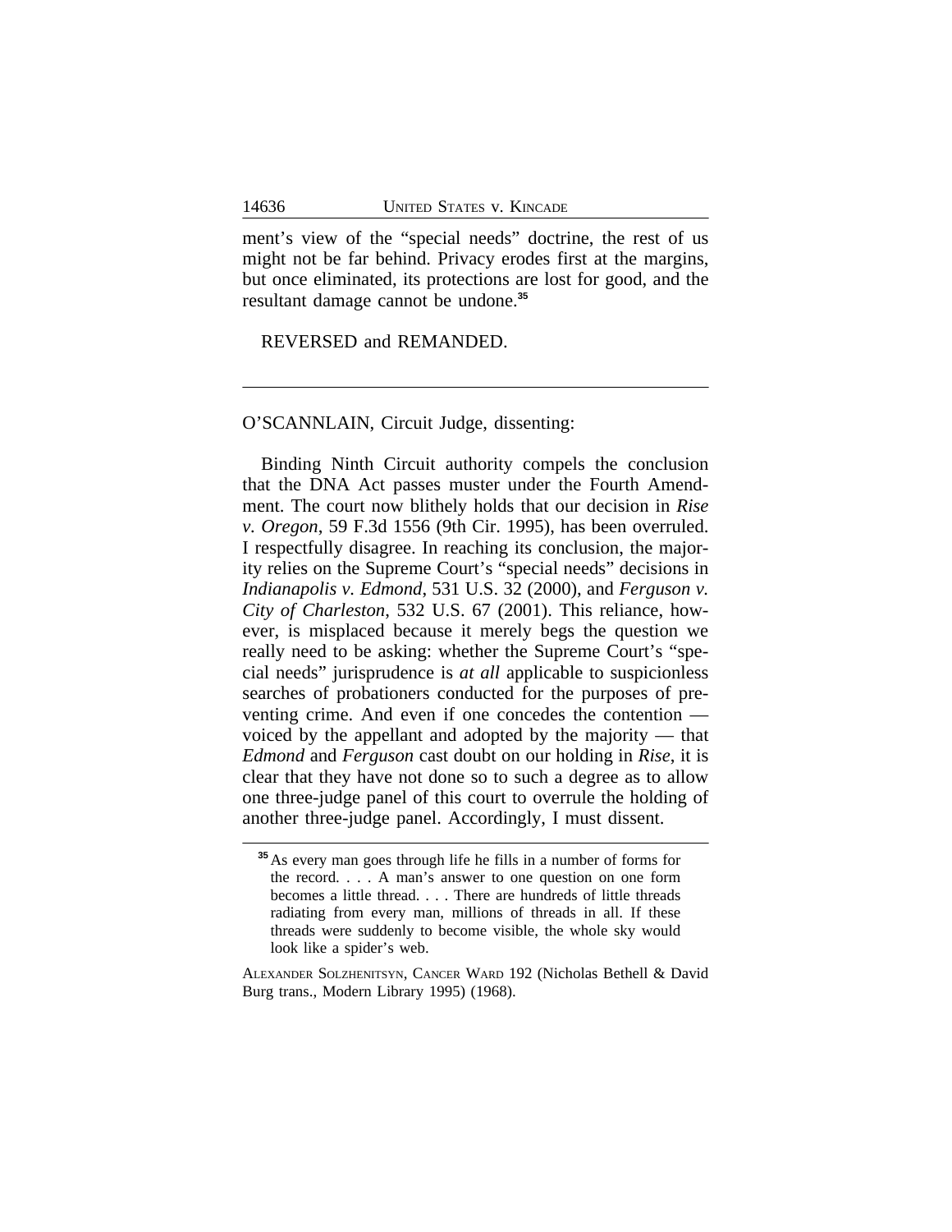ment's view of the "special needs" doctrine, the rest of us might not be far behind. Privacy erodes first at the margins, but once eliminated, its protections are lost for good, and the resultant damage cannot be undone.[35]

REVERSED and REMANDED.

---

O'SCANNLAIN, Circuit Judge, dissenting:

Binding Ninth Circuit authority compels the conclusion that the DNA Act passes muster under the Fourth Amendment. The court now blithely holds that our decision in *Rise v. Oregon*, 59 F.3d 1556 (9th Cir. 1995), has been overruled. I respectfully disagree. In reaching its conclusion, the majority relies on the Supreme Court's "special needs" decisions in *Indianapolis v. Edmond*, 531 U.S. 32 (2000), and *Ferguson v. City of Charleston*, 532 U.S. 67 (2001). This reliance, however, is misplaced because it merely begs the question we really need to be asking: whether the Supreme Court's "special needs" jurisprudence is *at all* applicable to suspicionless searches of probationers conducted for the purposes of preventing crime. And even if one concedes the contention — voiced by the appellant and adopted by the majority — that *Edmond* and *Ferguson* cast doubt on our holding in *Rise*, it is clear that they have not done so to such a degree as to allow one three-judge panel of this court to overrule the holding of another three-judge panel. Accordingly, I must dissent.

---

[35] As every man goes through life he fills in a number of forms for the record. . . . A man's answer to one question on one form becomes a little thread. . . . There are hundreds of little threads radiating from every man, millions of threads in all. If these threads were suddenly to become visible, the whole sky would look like a spider's web.

ALEXANDER SOLZHENITSYN, CANCER WARD 192 (Nicholas Bethell & David Burg trans., Modern Library 1995) (1968).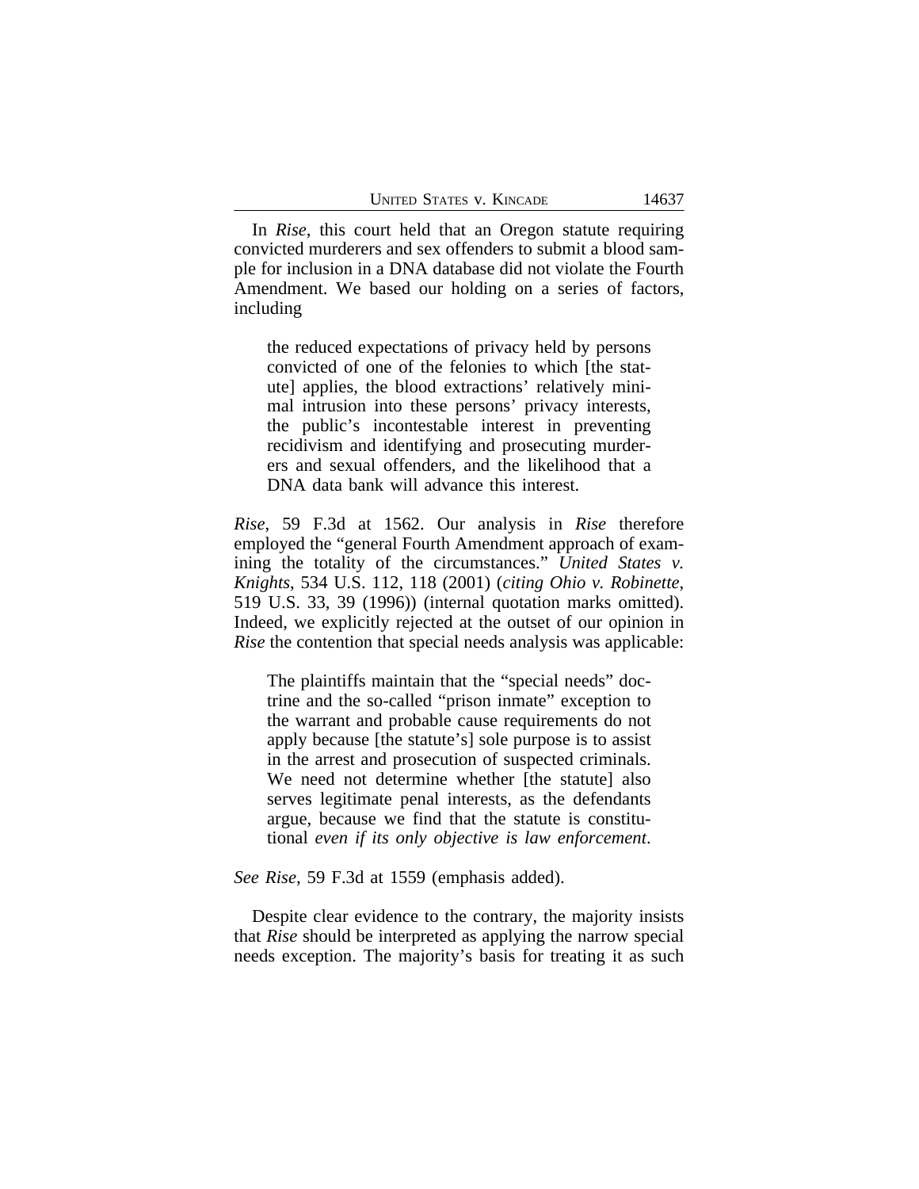In *Rise*, this court held that an Oregon statute requiring convicted murderers and sex offenders to submit a blood sample for inclusion in a DNA database did not violate the Fourth Amendment. We based our holding on a series of factors, including

> the reduced expectations of privacy held by persons convicted of one of the felonies to which [the statute] applies, the blood extractions' relatively minimal intrusion into these persons' privacy interests, the public's incontestable interest in preventing recidivism and identifying and prosecuting murderers and sexual offenders, and the likelihood that a DNA data bank will advance this interest.

*Rise*, 59 F.3d at 1562. Our analysis in *Rise* therefore employed the "general Fourth Amendment approach of examining the totality of the circumstances." *United States v. Knights*, 534 U.S. 112, 118 (2001) (*citing Ohio v. Robinette*, 519 U.S. 33, 39 (1996)) (internal quotation marks omitted). Indeed, we explicitly rejected at the outset of our opinion in *Rise* the contention that special needs analysis was applicable:

> The plaintiffs maintain that the "special needs" doctrine and the so-called "prison inmate" exception to the warrant and probable cause requirements do not apply because [the statute's] sole purpose is to assist in the arrest and prosecution of suspected criminals. We need not determine whether [the statute] also serves legitimate penal interests, as the defendants argue, because we find that the statute is constitutional *even if its only objective is law enforcement*.

*See Rise*, 59 F.3d at 1559 (emphasis added).

Despite clear evidence to the contrary, the majority insists that *Rise* should be interpreted as applying the narrow special needs exception. The majority's basis for treating it as such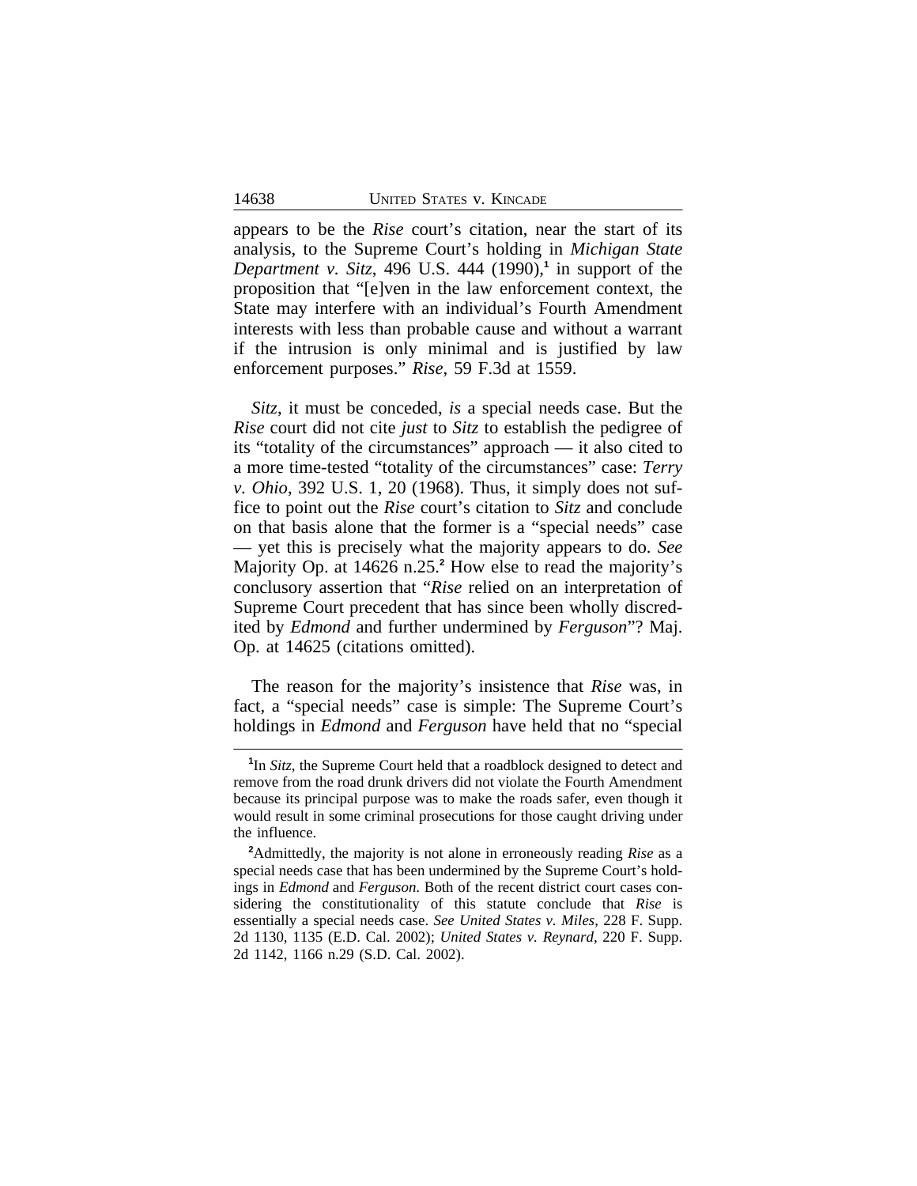appears to be the *Rise* court's citation, near the start of its analysis, to the Supreme Court's holding in *Michigan State Department v. Sitz*, 496 U.S. 444 (1990),[1] in support of the proposition that "[e]ven in the law enforcement context, the State may interfere with an individual's Fourth Amendment interests with less than probable cause and without a warrant if the intrusion is only minimal and is justified by law enforcement purposes." *Rise*, 59 F.3d at 1559.

*Sitz*, it must be conceded, *is* a special needs case. But the *Rise* court did not cite *just* to *Sitz* to establish the pedigree of its "totality of the circumstances" approach — it also cited to a more time-tested "totality of the circumstances" case: *Terry v. Ohio*, 392 U.S. 1, 20 (1968). Thus, it simply does not suffice to point out the *Rise* court's citation to *Sitz* and conclude on that basis alone that the former is a "special needs" case — yet this is precisely what the majority appears to do. *See* Majority Op. at 14626 n.25.[2] How else to read the majority's conclusory assertion that "*Rise* relied on an interpretation of Supreme Court precedent that has since been wholly discredited by *Edmond* and further undermined by *Ferguson*"? Maj. Op. at 14625 (citations omitted).

The reason for the majority's insistence that *Rise* was, in fact, a "special needs" case is simple: The Supreme Court's holdings in *Edmond* and *Ferguson* have held that no "special

---

[1]In *Sitz*, the Supreme Court held that a roadblock designed to detect and remove from the road drunk drivers did not violate the Fourth Amendment because its principal purpose was to make the roads safer, even though it would result in some criminal prosecutions for those caught driving under the influence.

[2]Admittedly, the majority is not alone in erroneously reading *Rise* as a special needs case that has been undermined by the Supreme Court's holdings in *Edmond* and *Ferguson*. Both of the recent district court cases considering the constitutionality of this statute conclude that *Rise* is essentially a special needs case. *See United States v. Miles*, 228 F. Supp. 2d 1130, 1135 (E.D. Cal. 2002); *United States v. Reynard*, 220 F. Supp. 2d 1142, 1166 n.29 (S.D. Cal. 2002).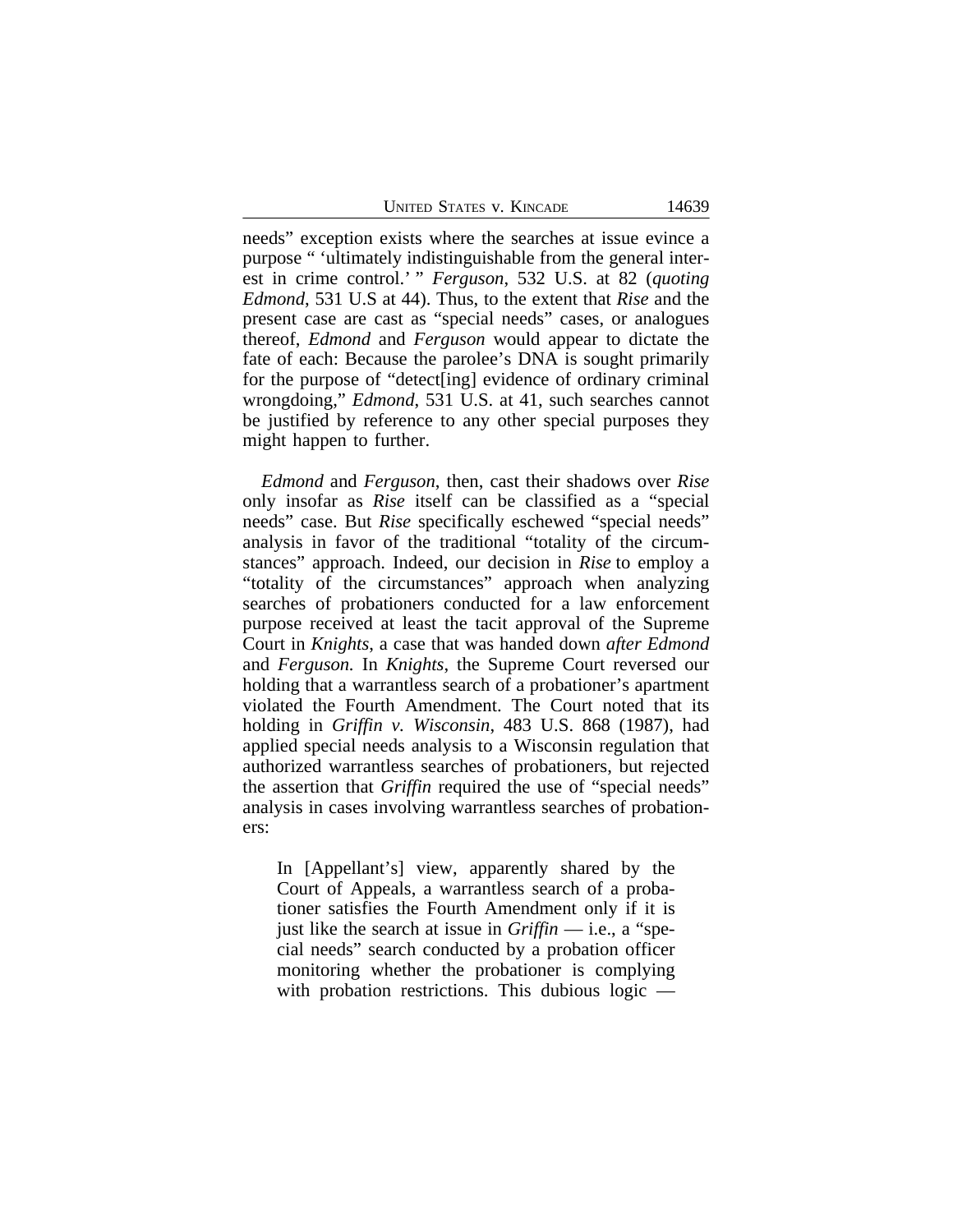needs" exception exists where the searches at issue evince a purpose " 'ultimately indistinguishable from the general interest in crime control.' " *Ferguson*, 532 U.S. at 82 (*quoting Edmond*, 531 U.S at 44). Thus, to the extent that *Rise* and the present case are cast as "special needs" cases, or analogues thereof, *Edmond* and *Ferguson* would appear to dictate the fate of each: Because the parolee's DNA is sought primarily for the purpose of "detect[ing] evidence of ordinary criminal wrongdoing," *Edmond*, 531 U.S. at 41, such searches cannot be justified by reference to any other special purposes they might happen to further.

*Edmond* and *Ferguson*, then, cast their shadows over *Rise* only insofar as *Rise* itself can be classified as a "special needs" case. But *Rise* specifically eschewed "special needs" analysis in favor of the traditional "totality of the circumstances" approach. Indeed, our decision in *Rise* to employ a "totality of the circumstances" approach when analyzing searches of probationers conducted for a law enforcement purpose received at least the tacit approval of the Supreme Court in *Knights*, a case that was handed down *after Edmond* and *Ferguson.* In *Knights*, the Supreme Court reversed our holding that a warrantless search of a probationer's apartment violated the Fourth Amendment. The Court noted that its holding in *Griffin v. Wisconsin*, 483 U.S. 868 (1987), had applied special needs analysis to a Wisconsin regulation that authorized warrantless searches of probationers, but rejected the assertion that *Griffin* required the use of "special needs" analysis in cases involving warrantless searches of probationers:

> In [Appellant's] view, apparently shared by the Court of Appeals, a warrantless search of a probationer satisfies the Fourth Amendment only if it is just like the search at issue in *Griffin* — i.e., a "special needs" search conducted by a probation officer monitoring whether the probationer is complying with probation restrictions. This dubious logic —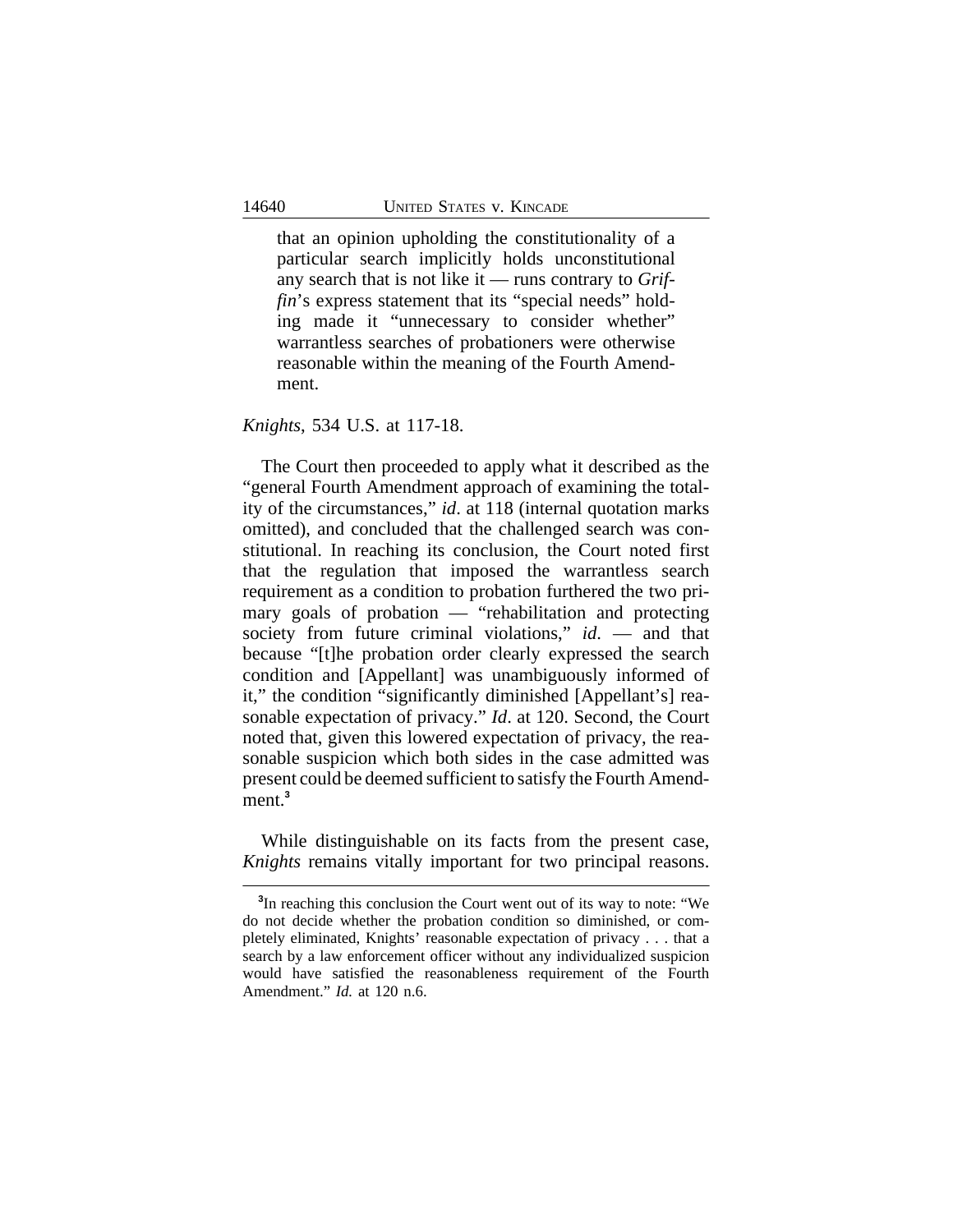> that an opinion upholding the constitutionality of a particular search implicitly holds unconstitutional any search that is not like it — runs contrary to *Griffin*'s express statement that its "special needs" holding made it "unnecessary to consider whether" warrantless searches of probationers were otherwise reasonable within the meaning of the Fourth Amendment.

*Knights*, 534 U.S. at 117-18.

The Court then proceeded to apply what it described as the "general Fourth Amendment approach of examining the totality of the circumstances," *id*. at 118 (internal quotation marks omitted), and concluded that the challenged search was constitutional. In reaching its conclusion, the Court noted first that the regulation that imposed the warrantless search requirement as a condition to probation furthered the two primary goals of probation — "rehabilitation and protecting society from future criminal violations," *id*. — and that because "[t]he probation order clearly expressed the search condition and [Appellant] was unambiguously informed of it," the condition "significantly diminished [Appellant's] reasonable expectation of privacy." *Id*. at 120. Second, the Court noted that, given this lowered expectation of privacy, the reasonable suspicion which both sides in the case admitted was present could be deemed sufficient to satisfy the Fourth Amendment.[3]

While distinguishable on its facts from the present case, *Knights* remains vitally important for two principal reasons.

[3]In reaching this conclusion the Court went out of its way to note: "We do not decide whether the probation condition so diminished, or completely eliminated, Knights' reasonable expectation of privacy . . . that a search by a law enforcement officer without any individualized suspicion would have satisfied the reasonableness requirement of the Fourth Amendment." *Id.* at 120 n.6.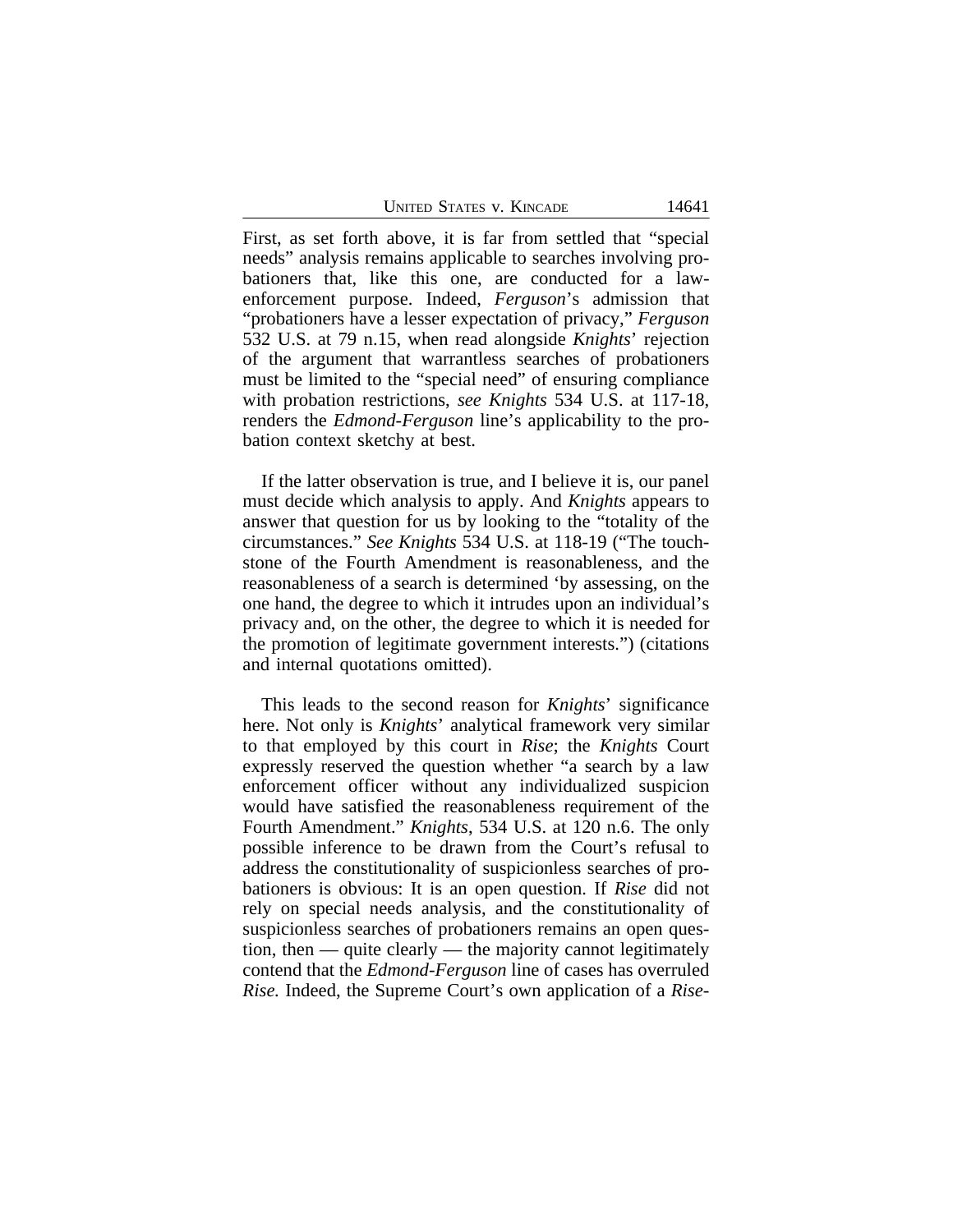First, as set forth above, it is far from settled that "special needs" analysis remains applicable to searches involving probationers that, like this one, are conducted for a law-enforcement purpose. Indeed, *Ferguson*'s admission that "probationers have a lesser expectation of privacy," *Ferguson* 532 U.S. at 79 n.15, when read alongside *Knights*' rejection of the argument that warrantless searches of probationers must be limited to the "special need" of ensuring compliance with probation restrictions, *see Knights* 534 U.S. at 117-18, renders the *Edmond-Ferguson* line's applicability to the probation context sketchy at best.

If the latter observation is true, and I believe it is, our panel must decide which analysis to apply. And *Knights* appears to answer that question for us by looking to the "totality of the circumstances." *See Knights* 534 U.S. at 118-19 ("The touchstone of the Fourth Amendment is reasonableness, and the reasonableness of a search is determined 'by assessing, on the one hand, the degree to which it intrudes upon an individual's privacy and, on the other, the degree to which it is needed for the promotion of legitimate government interests.") (citations and internal quotations omitted).

This leads to the second reason for *Knights*' significance here. Not only is *Knights*' analytical framework very similar to that employed by this court in *Rise*; the *Knights* Court expressly reserved the question whether "a search by a law enforcement officer without any individualized suspicion would have satisfied the reasonableness requirement of the Fourth Amendment." *Knights*, 534 U.S. at 120 n.6. The only possible inference to be drawn from the Court's refusal to address the constitutionality of suspicionless searches of probationers is obvious: It is an open question. If *Rise* did not rely on special needs analysis, and the constitutionality of suspicionless searches of probationers remains an open question, then — quite clearly — the majority cannot legitimately contend that the *Edmond-Ferguson* line of cases has overruled *Rise.* Indeed, the Supreme Court's own application of a *Rise*-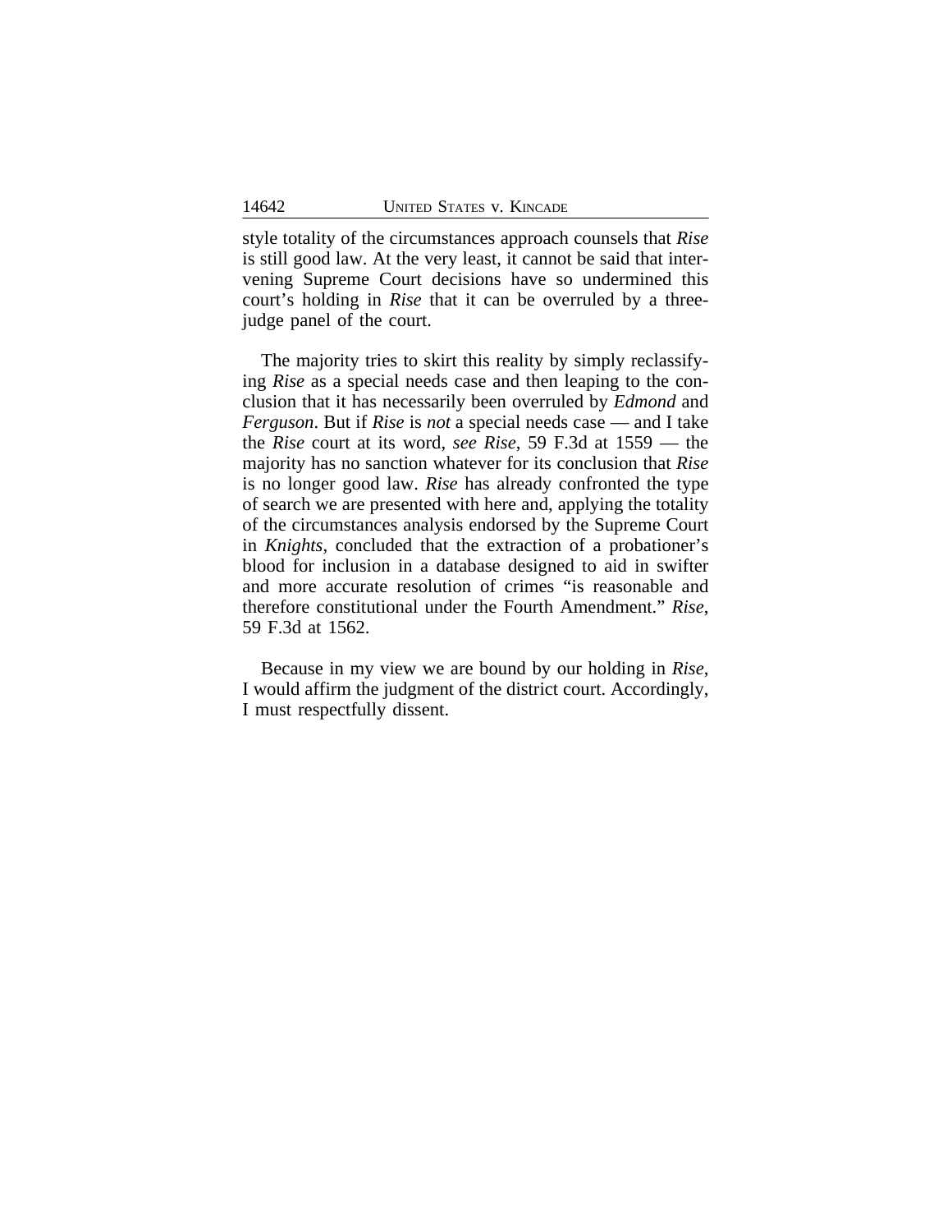style totality of the circumstances approach counsels that *Rise* is still good law. At the very least, it cannot be said that intervening Supreme Court decisions have so undermined this court's holding in *Rise* that it can be overruled by a three-judge panel of the court.

The majority tries to skirt this reality by simply reclassifying *Rise* as a special needs case and then leaping to the conclusion that it has necessarily been overruled by *Edmond* and *Ferguson*. But if *Rise* is *not* a special needs case — and I take the *Rise* court at its word, *see Rise*, 59 F.3d at 1559 — the majority has no sanction whatever for its conclusion that *Rise* is no longer good law. *Rise* has already confronted the type of search we are presented with here and, applying the totality of the circumstances analysis endorsed by the Supreme Court in *Knights*, concluded that the extraction of a probationer's blood for inclusion in a database designed to aid in swifter and more accurate resolution of crimes "is reasonable and therefore constitutional under the Fourth Amendment." *Rise*, 59 F.3d at 1562.

Because in my view we are bound by our holding in *Rise*, I would affirm the judgment of the district court. Accordingly, I must respectfully dissent.